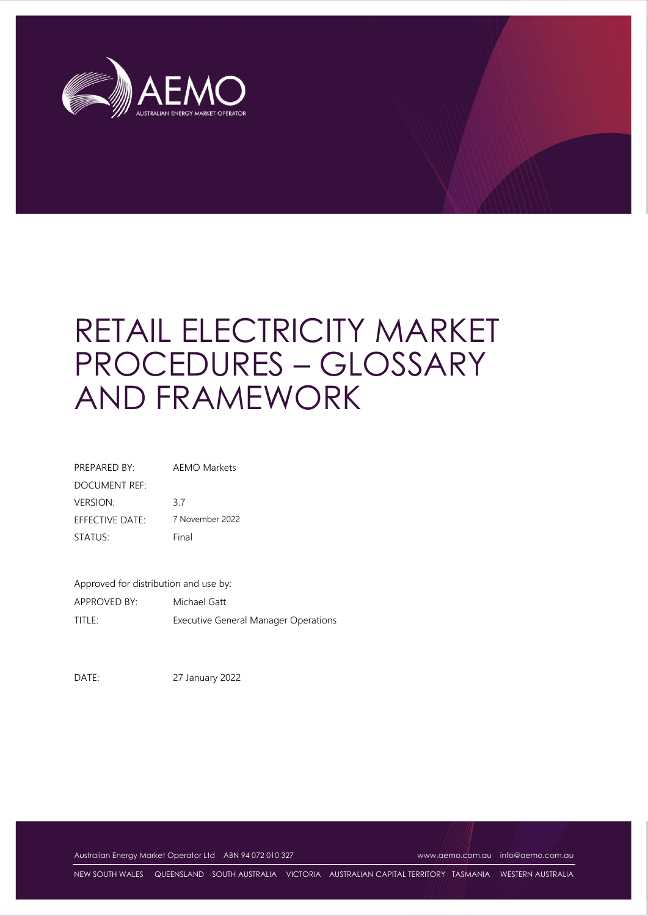# RETAIL ELECTRICITY MARKET PROCEDURES – GLOSSARY AND FRAMEWORK

| | |
|---|---|
| PREPARED BY: | AEMO Markets |
| DOCUMENT REF: | |
| VERSION: | 3.7 |
| EFFECTIVE DATE: | 7 November 2022 |
| STATUS: | Final |

Approved for distribution and use by:

| | |
|---|---|
| APPROVED BY: | Michael Gatt |
| TITLE: | Executive General Manager Operations |

DATE: 27 January 2022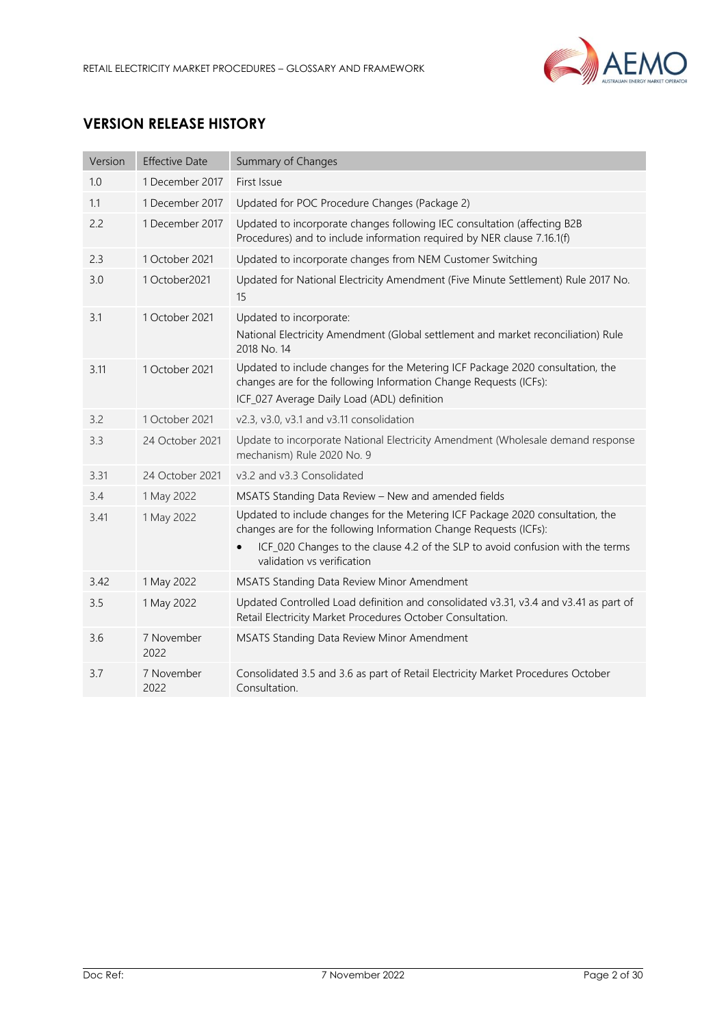## VERSION RELEASE HISTORY

| Version | Effective Date | Summary of Changes |
| --- | --- | --- |
| 1.0 | 1 December 2017 | First Issue |
| 1.1 | 1 December 2017 | Updated for POC Procedure Changes (Package 2) |
| 2.2 | 1 December 2017 | Updated to incorporate changes following IEC consultation (affecting B2B Procedures) and to include information required by NER clause 7.16.1(f) |
| 2.3 | 1 October 2021 | Updated to incorporate changes from NEM Customer Switching |
| 3.0 | 1 October2021 | Updated for National Electricity Amendment (Five Minute Settlement) Rule 2017 No. 15 |
| 3.1 | 1 October 2021 | Updated to incorporate:<br>National Electricity Amendment (Global settlement and market reconciliation) Rule 2018 No. 14 |
| 3.11 | 1 October 2021 | Updated to include changes for the Metering ICF Package 2020 consultation, the changes are for the following Information Change Requests (ICFs):<br>ICF_027 Average Daily Load (ADL) definition |
| 3.2 | 1 October 2021 | v2.3, v3.0, v3.1 and v3.11 consolidation |
| 3.3 | 24 October 2021 | Update to incorporate National Electricity Amendment (Wholesale demand response mechanism) Rule 2020 No. 9 |
| 3.31 | 24 October 2021 | v3.2 and v3.3 Consolidated |
| 3.4 | 1 May 2022 | MSATS Standing Data Review – New and amended fields |
| 3.41 | 1 May 2022 | Updated to include changes for the Metering ICF Package 2020 consultation, the changes are for the following Information Change Requests (ICFs):<br>• ICF_020 Changes to the clause 4.2 of the SLP to avoid confusion with the terms validation vs verification |
| 3.42 | 1 May 2022 | MSATS Standing Data Review Minor Amendment |
| 3.5 | 1 May 2022 | Updated Controlled Load definition and consolidated v3.31, v3.4 and v3.41 as part of Retail Electricity Market Procedures October Consultation. |
| 3.6 | 7 November 2022 | MSATS Standing Data Review Minor Amendment |
| 3.7 | 7 November 2022 | Consolidated 3.5 and 3.6 as part of Retail Electricity Market Procedures October Consultation. |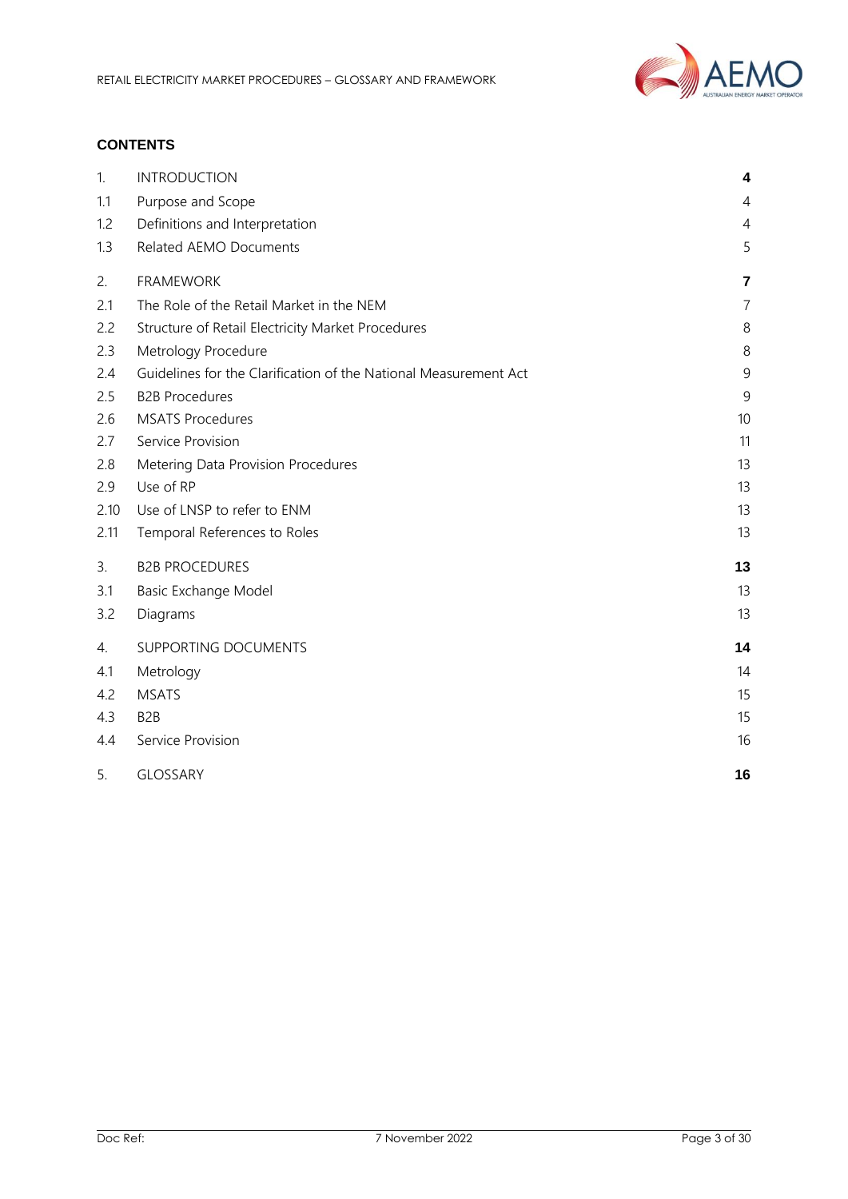**CONTENTS**

| | | |
|---|---|---|
| 1. | INTRODUCTION | **4** |
| 1.1 | Purpose and Scope | 4 |
| 1.2 | Definitions and Interpretation | 4 |
| 1.3 | Related AEMO Documents | 5 |
| 2. | FRAMEWORK | **7** |
| 2.1 | The Role of the Retail Market in the NEM | 7 |
| 2.2 | Structure of Retail Electricity Market Procedures | 8 |
| 2.3 | Metrology Procedure | 8 |
| 2.4 | Guidelines for the Clarification of the National Measurement Act | 9 |
| 2.5 | B2B Procedures | 9 |
| 2.6 | MSATS Procedures | 10 |
| 2.7 | Service Provision | 11 |
| 2.8 | Metering Data Provision Procedures | 13 |
| 2.9 | Use of RP | 13 |
| 2.10 | Use of LNSP to refer to ENM | 13 |
| 2.11 | Temporal References to Roles | 13 |
| 3. | B2B PROCEDURES | **13** |
| 3.1 | Basic Exchange Model | 13 |
| 3.2 | Diagrams | 13 |
| 4. | SUPPORTING DOCUMENTS | **14** |
| 4.1 | Metrology | 14 |
| 4.2 | MSATS | 15 |
| 4.3 | B2B | 15 |
| 4.4 | Service Provision | 16 |
| 5. | GLOSSARY | **16** |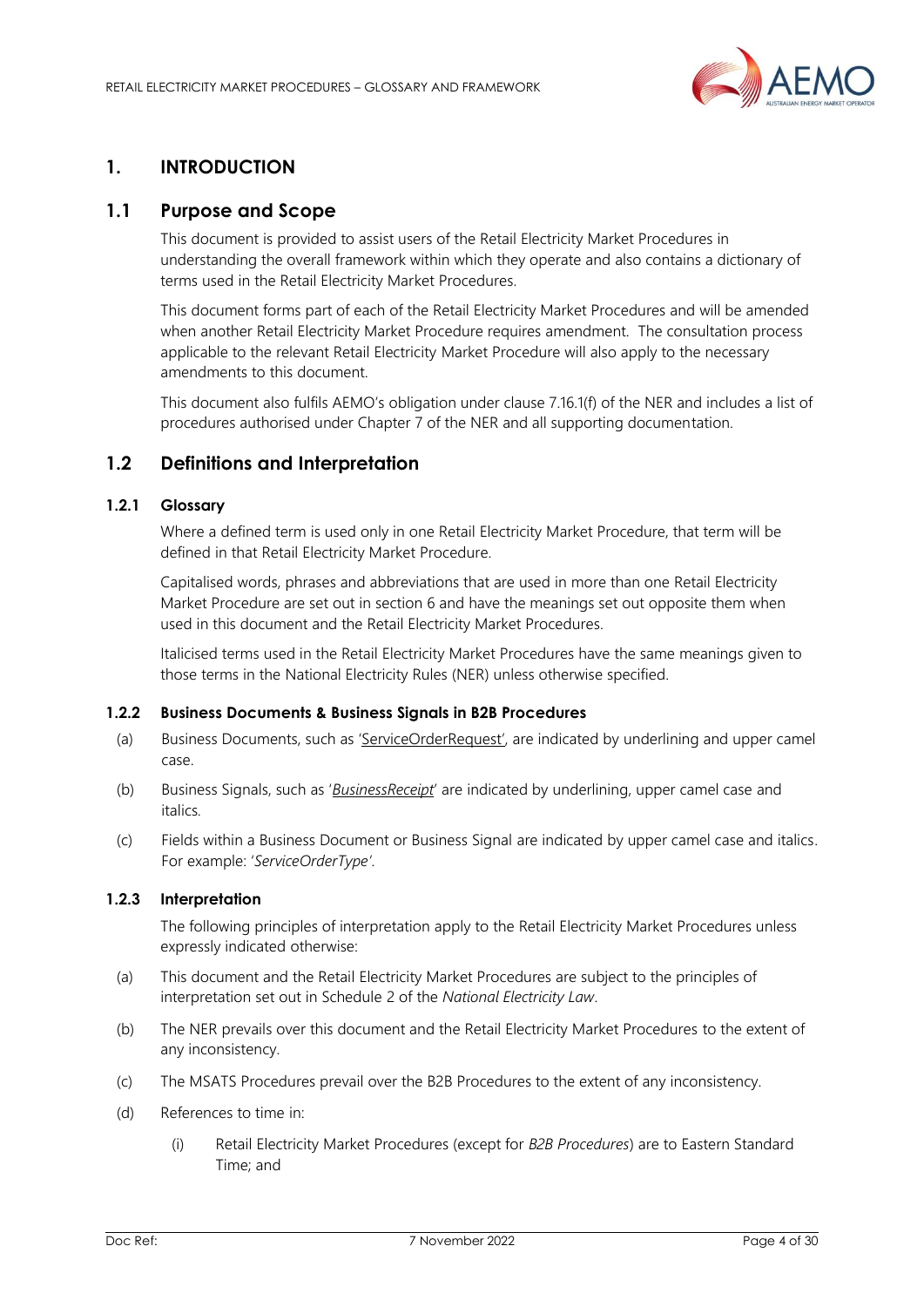# 1. INTRODUCTION

## 1.1 Purpose and Scope

This document is provided to assist users of the Retail Electricity Market Procedures in understanding the overall framework within which they operate and also contains a dictionary of terms used in the Retail Electricity Market Procedures.

This document forms part of each of the Retail Electricity Market Procedures and will be amended when another Retail Electricity Market Procedure requires amendment. The consultation process applicable to the relevant Retail Electricity Market Procedure will also apply to the necessary amendments to this document.

This document also fulfils AEMO's obligation under clause 7.16.1(f) of the NER and includes a list of procedures authorised under Chapter 7 of the NER and all supporting documentation.

## 1.2 Definitions and Interpretation

### 1.2.1 Glossary

Where a defined term is used only in one Retail Electricity Market Procedure, that term will be defined in that Retail Electricity Market Procedure.

Capitalised words, phrases and abbreviations that are used in more than one Retail Electricity Market Procedure are set out in section 6 and have the meanings set out opposite them when used in this document and the Retail Electricity Market Procedures.

Italicised terms used in the Retail Electricity Market Procedures have the same meanings given to those terms in the National Electricity Rules (NER) unless otherwise specified.

### 1.2.2 Business Documents & Business Signals in B2B Procedures

(a) Business Documents, such as '<u>ServiceOrderRequest</u>', are indicated by underlining and upper camel case.

(b) Business Signals, such as '*<u>BusinessReceipt</u>*' are indicated by underlining, upper camel case and italics.

(c) Fields within a Business Document or Business Signal are indicated by upper camel case and italics. For example: '*ServiceOrderType*'.

### 1.2.3 Interpretation

The following principles of interpretation apply to the Retail Electricity Market Procedures unless expressly indicated otherwise:

(a) This document and the Retail Electricity Market Procedures are subject to the principles of interpretation set out in Schedule 2 of the *National Electricity Law*.

(b) The NER prevails over this document and the Retail Electricity Market Procedures to the extent of any inconsistency.

(c) The MSATS Procedures prevail over the B2B Procedures to the extent of any inconsistency.

(d) References to time in:

(i) Retail Electricity Market Procedures (except for *B2B Procedures*) are to Eastern Standard Time; and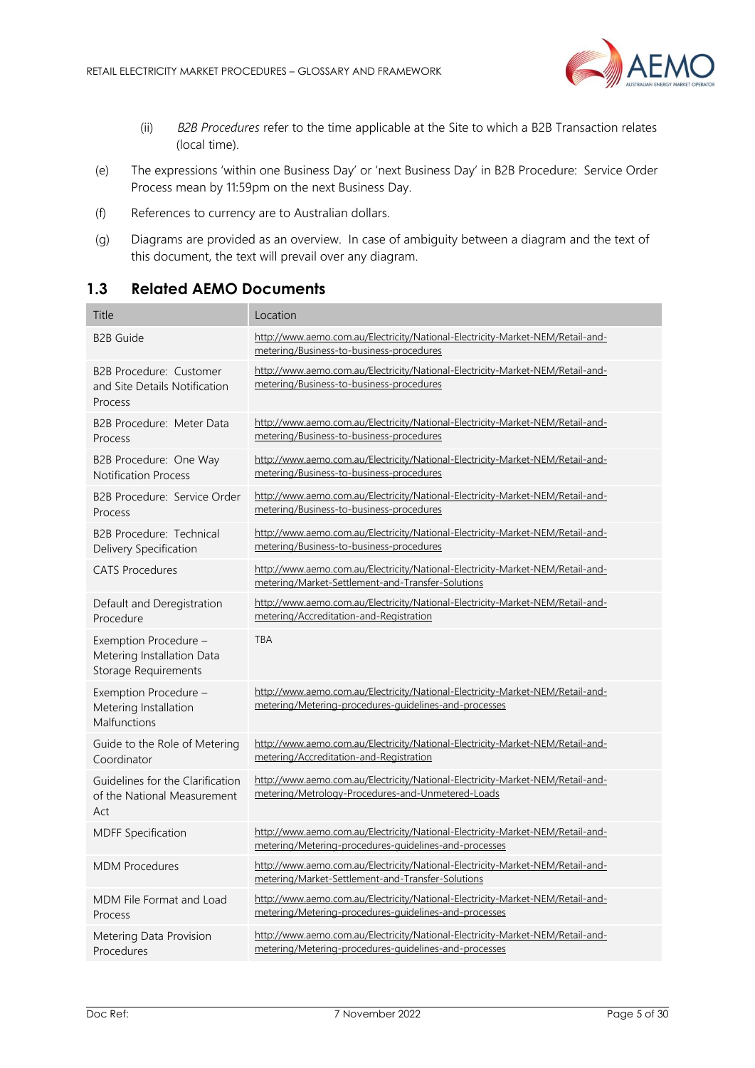(ii) *B2B Procedures* refer to the time applicable at the Site to which a B2B Transaction relates (local time).

(e) The expressions 'within one Business Day' or 'next Business Day' in B2B Procedure: Service Order Process mean by 11:59pm on the next Business Day.

(f) References to currency are to Australian dollars.

(g) Diagrams are provided as an overview. In case of ambiguity between a diagram and the text of this document, the text will prevail over any diagram.

## 1.3 Related AEMO Documents

| Title | Location |
|---|---|
| B2B Guide | http://www.aemo.com.au/Electricity/National-Electricity-Market-NEM/Retail-and-metering/Business-to-business-procedures |
| B2B Procedure: Customer and Site Details Notification Process | http://www.aemo.com.au/Electricity/National-Electricity-Market-NEM/Retail-and-metering/Business-to-business-procedures |
| B2B Procedure: Meter Data Process | http://www.aemo.com.au/Electricity/National-Electricity-Market-NEM/Retail-and-metering/Business-to-business-procedures |
| B2B Procedure: One Way Notification Process | http://www.aemo.com.au/Electricity/National-Electricity-Market-NEM/Retail-and-metering/Business-to-business-procedures |
| B2B Procedure: Service Order Process | http://www.aemo.com.au/Electricity/National-Electricity-Market-NEM/Retail-and-metering/Business-to-business-procedures |
| B2B Procedure: Technical Delivery Specification | http://www.aemo.com.au/Electricity/National-Electricity-Market-NEM/Retail-and-metering/Business-to-business-procedures |
| CATS Procedures | http://www.aemo.com.au/Electricity/National-Electricity-Market-NEM/Retail-and-metering/Market-Settlement-and-Transfer-Solutions |
| Default and Deregistration Procedure | http://www.aemo.com.au/Electricity/National-Electricity-Market-NEM/Retail-and-metering/Accreditation-and-Registration |
| Exemption Procedure – Metering Installation Data Storage Requirements | TBA |
| Exemption Procedure – Metering Installation Malfunctions | http://www.aemo.com.au/Electricity/National-Electricity-Market-NEM/Retail-and-metering/Metering-procedures-guidelines-and-processes |
| Guide to the Role of Metering Coordinator | http://www.aemo.com.au/Electricity/National-Electricity-Market-NEM/Retail-and-metering/Accreditation-and-Registration |
| Guidelines for the Clarification of the National Measurement Act | http://www.aemo.com.au/Electricity/National-Electricity-Market-NEM/Retail-and-metering/Metrology-Procedures-and-Unmetered-Loads |
| MDFF Specification | http://www.aemo.com.au/Electricity/National-Electricity-Market-NEM/Retail-and-metering/Metering-procedures-guidelines-and-processes |
| MDM Procedures | http://www.aemo.com.au/Electricity/National-Electricity-Market-NEM/Retail-and-metering/Market-Settlement-and-Transfer-Solutions |
| MDM File Format and Load Process | http://www.aemo.com.au/Electricity/National-Electricity-Market-NEM/Retail-and-metering/Metering-procedures-guidelines-and-processes |
| Metering Data Provision Procedures | http://www.aemo.com.au/Electricity/National-Electricity-Market-NEM/Retail-and-metering/Metering-procedures-guidelines-and-processes |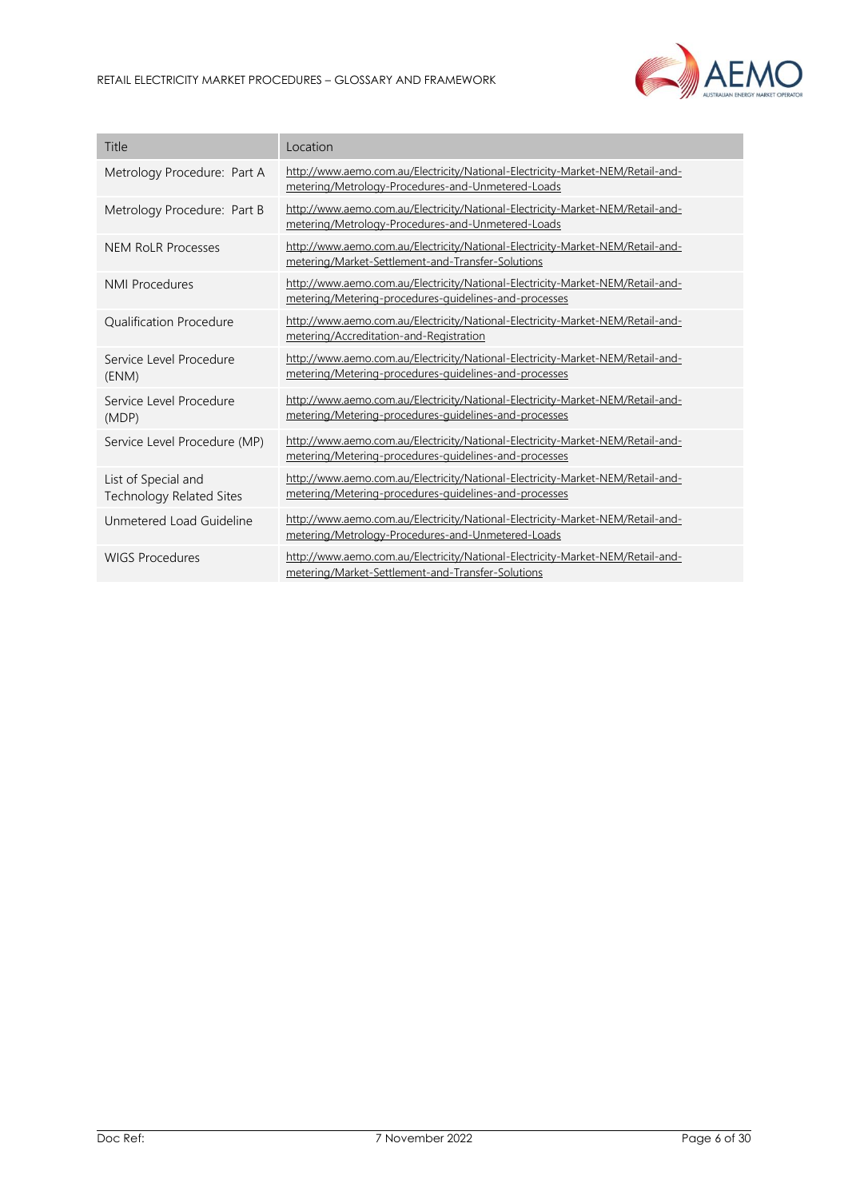| Title | Location |
|---|---|
| Metrology Procedure: Part A | http://www.aemo.com.au/Electricity/National-Electricity-Market-NEM/Retail-and-metering/Metrology-Procedures-and-Unmetered-Loads |
| Metrology Procedure: Part B | http://www.aemo.com.au/Electricity/National-Electricity-Market-NEM/Retail-and-metering/Metrology-Procedures-and-Unmetered-Loads |
| NEM RoLR Processes | http://www.aemo.com.au/Electricity/National-Electricity-Market-NEM/Retail-and-metering/Market-Settlement-and-Transfer-Solutions |
| NMI Procedures | http://www.aemo.com.au/Electricity/National-Electricity-Market-NEM/Retail-and-metering/Metering-procedures-guidelines-and-processes |
| Qualification Procedure | http://www.aemo.com.au/Electricity/National-Electricity-Market-NEM/Retail-and-metering/Accreditation-and-Registration |
| Service Level Procedure (ENM) | http://www.aemo.com.au/Electricity/National-Electricity-Market-NEM/Retail-and-metering/Metering-procedures-guidelines-and-processes |
| Service Level Procedure (MDP) | http://www.aemo.com.au/Electricity/National-Electricity-Market-NEM/Retail-and-metering/Metering-procedures-guidelines-and-processes |
| Service Level Procedure (MP) | http://www.aemo.com.au/Electricity/National-Electricity-Market-NEM/Retail-and-metering/Metering-procedures-guidelines-and-processes |
| List of Special and Technology Related Sites | http://www.aemo.com.au/Electricity/National-Electricity-Market-NEM/Retail-and-metering/Metering-procedures-guidelines-and-processes |
| Unmetered Load Guideline | http://www.aemo.com.au/Electricity/National-Electricity-Market-NEM/Retail-and-metering/Metrology-Procedures-and-Unmetered-Loads |
| WIGS Procedures | http://www.aemo.com.au/Electricity/National-Electricity-Market-NEM/Retail-and-metering/Market-Settlement-and-Transfer-Solutions |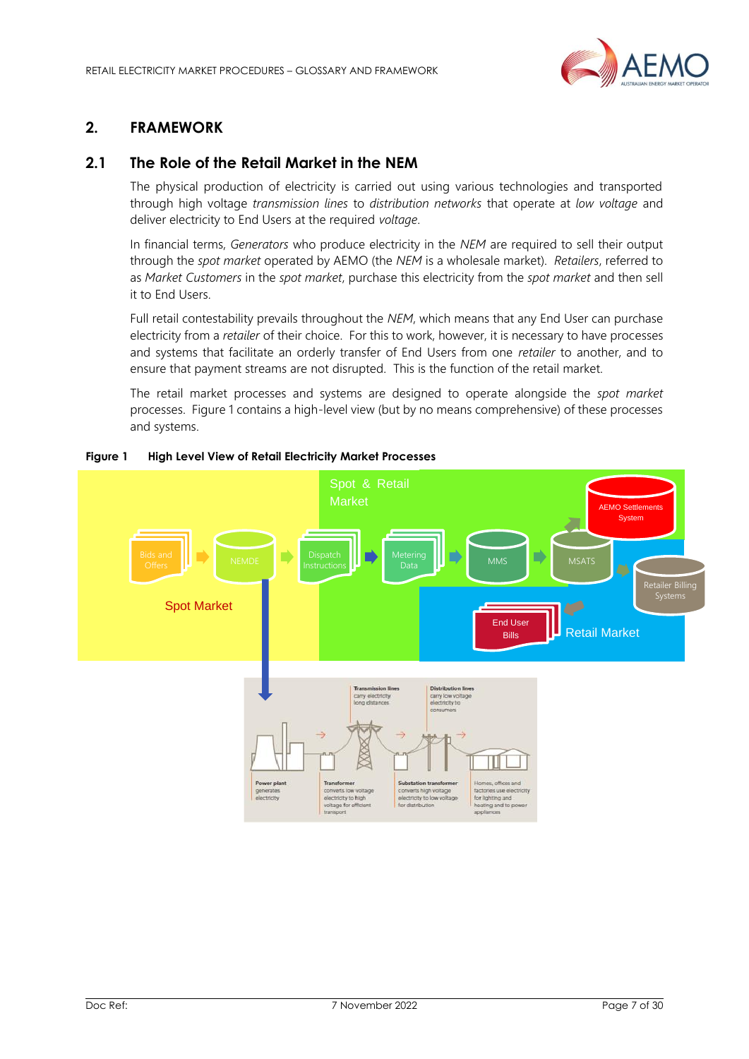# 2. FRAMEWORK

## 2.1 The Role of the Retail Market in the NEM

The physical production of electricity is carried out using various technologies and transported through high voltage *transmission lines* to *distribution networks* that operate at *low voltage* and deliver electricity to End Users at the required *voltage*.

In financial terms, *Generators* who produce electricity in the *NEM* are required to sell their output through the *spot market* operated by AEMO (the *NEM* is a wholesale market). *Retailers*, referred to as *Market Customers* in the *spot market*, purchase this electricity from the *spot market* and then sell it to End Users.

Full retail contestability prevails throughout the *NEM*, which means that any End User can purchase electricity from a *retailer* of their choice. For this to work, however, it is necessary to have processes and systems that facilitate an orderly transfer of End Users from one *retailer* to another, and to ensure that payment streams are not disrupted. This is the function of the retail market.

The retail market processes and systems are designed to operate alongside the *spot market* processes. Figure 1 contains a high-level view (but by no means comprehensive) of these processes and systems.

**Figure 1 High Level View of Retail Electricity Market Processes**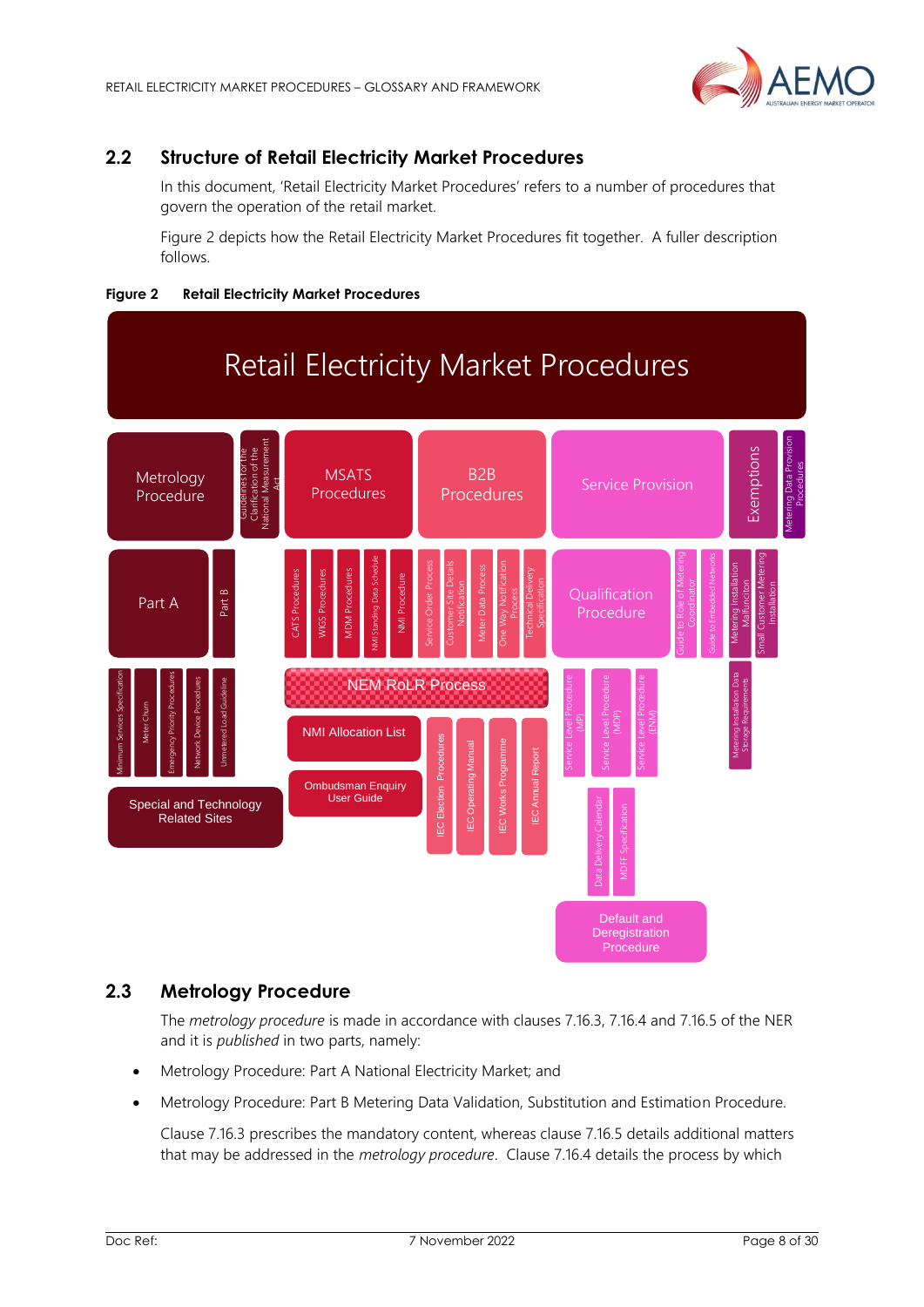## 2.2 Structure of Retail Electricity Market Procedures

In this document, 'Retail Electricity Market Procedures' refers to a number of procedures that govern the operation of the retail market.

Figure 2 depicts how the Retail Electricity Market Procedures fit together. A fuller description follows.

**Figure 2 Retail Electricity Market Procedures**

Retail Electricity Market Procedures

- Metrology Procedure
  - Part A
  - Part B
  - Minimum Services Specification
  - Meter Churn
  - Emergency Priority Procedures
  - Network Device Procedures
  - Unmetered Load Guideline
  - Special and Technology Related Sites
- Guidelines for the Clarification of the National Measurement Act
- MSATS Procedures
  - CATS Procedures
  - WIGS Procedures
  - MDM Procedures
  - NMI Standing Data Schedule
  - NMI Procedure
- NEM RoLR Process
- NMI Allocation List
- Ombudsman Enquiry User Guide
- B2B Procedures
  - Service Order Process
  - Customer Site Details Notification
  - Meter Data Process
  - One Way Notification Process
  - Technical Delivery Specification
  - IEC Election Procedures
  - IEC Operating Manual
  - IEC Works Programme
  - IEC Annual Report
- Service Provision
  - Qualification Procedure
  - Guide to Role of Metering Coordinator
  - Guide to Embedded Networks
  - Service Level Procedure (MP)
  - Service Level Procedure (MDP)
  - Service Level Procedure (ENM)
  - Data Delivery Calendar
  - MDFF Specification
  - Default and Deregistration Procedure
- Exemptions
  - Metering Installation Malfunction
  - Small Customer Metering Installation
  - Metering Installation Data Storage Requirements
- Metering Data Provision Procedures

## 2.3 Metrology Procedure

The *metrology procedure* is made in accordance with clauses 7.16.3, 7.16.4 and 7.16.5 of the NER and it is *published* in two parts, namely:

- Metrology Procedure: Part A National Electricity Market; and
- Metrology Procedure: Part B Metering Data Validation, Substitution and Estimation Procedure.

Clause 7.16.3 prescribes the mandatory content, whereas clause 7.16.5 details additional matters that may be addressed in the *metrology procedure*. Clause 7.16.4 details the process by which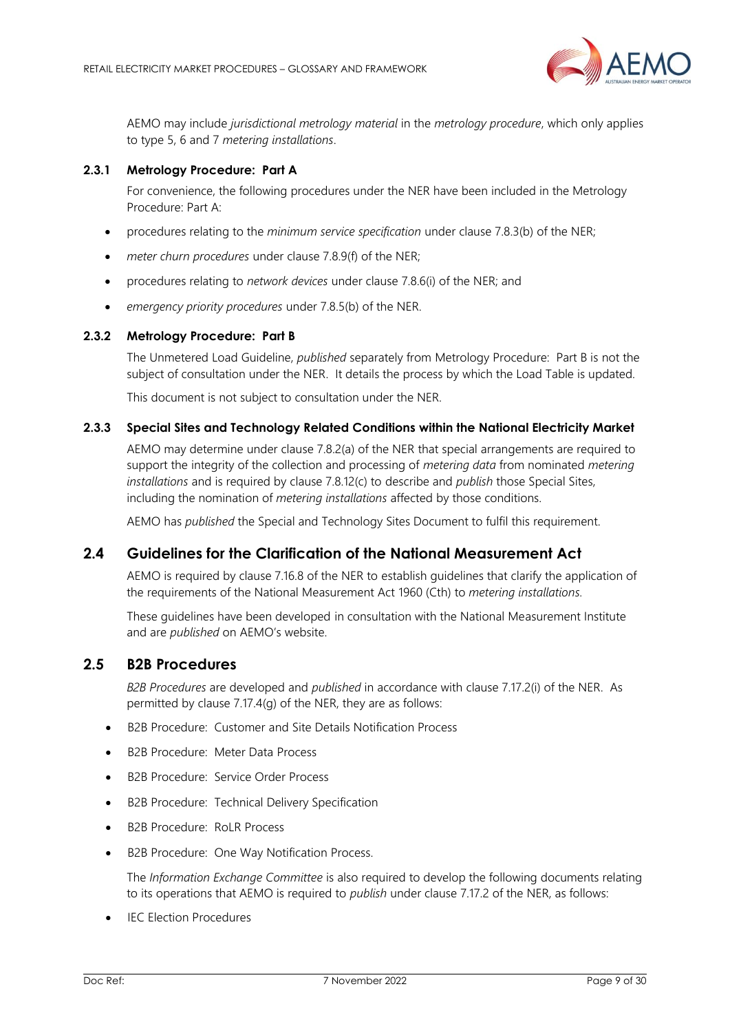AEMO may include *jurisdictional metrology material* in the *metrology procedure*, which only applies to type 5, 6 and 7 *metering installations*.

### 2.3.1 Metrology Procedure: Part A

For convenience, the following procedures under the NER have been included in the Metrology Procedure: Part A:

- procedures relating to the *minimum service specification* under clause 7.8.3(b) of the NER;
- *meter churn procedures* under clause 7.8.9(f) of the NER;
- procedures relating to *network devices* under clause 7.8.6(i) of the NER; and
- *emergency priority procedures* under 7.8.5(b) of the NER.

### 2.3.2 Metrology Procedure: Part B

The Unmetered Load Guideline, *published* separately from Metrology Procedure: Part B is not the subject of consultation under the NER. It details the process by which the Load Table is updated.

This document is not subject to consultation under the NER.

### 2.3.3 Special Sites and Technology Related Conditions within the National Electricity Market

AEMO may determine under clause 7.8.2(a) of the NER that special arrangements are required to support the integrity of the collection and processing of *metering data* from nominated *metering installations* and is required by clause 7.8.12(c) to describe and *publish* those Special Sites, including the nomination of *metering installations* affected by those conditions.

AEMO has *published* the Special and Technology Sites Document to fulfil this requirement.

## 2.4 Guidelines for the Clarification of the National Measurement Act

AEMO is required by clause 7.16.8 of the NER to establish guidelines that clarify the application of the requirements of the National Measurement Act 1960 (Cth) to *metering installations.*

These guidelines have been developed in consultation with the National Measurement Institute and are *published* on AEMO's website.

## 2.5 B2B Procedures

*B2B Procedures* are developed and *published* in accordance with clause 7.17.2(i) of the NER. As permitted by clause 7.17.4(g) of the NER, they are as follows:

- B2B Procedure: Customer and Site Details Notification Process
- B2B Procedure: Meter Data Process
- B2B Procedure: Service Order Process
- B2B Procedure: Technical Delivery Specification
- B2B Procedure: RoLR Process
- B2B Procedure: One Way Notification Process.

The *Information Exchange Committee* is also required to develop the following documents relating to its operations that AEMO is required to *publish* under clause 7.17.2 of the NER, as follows:

- IEC Election Procedures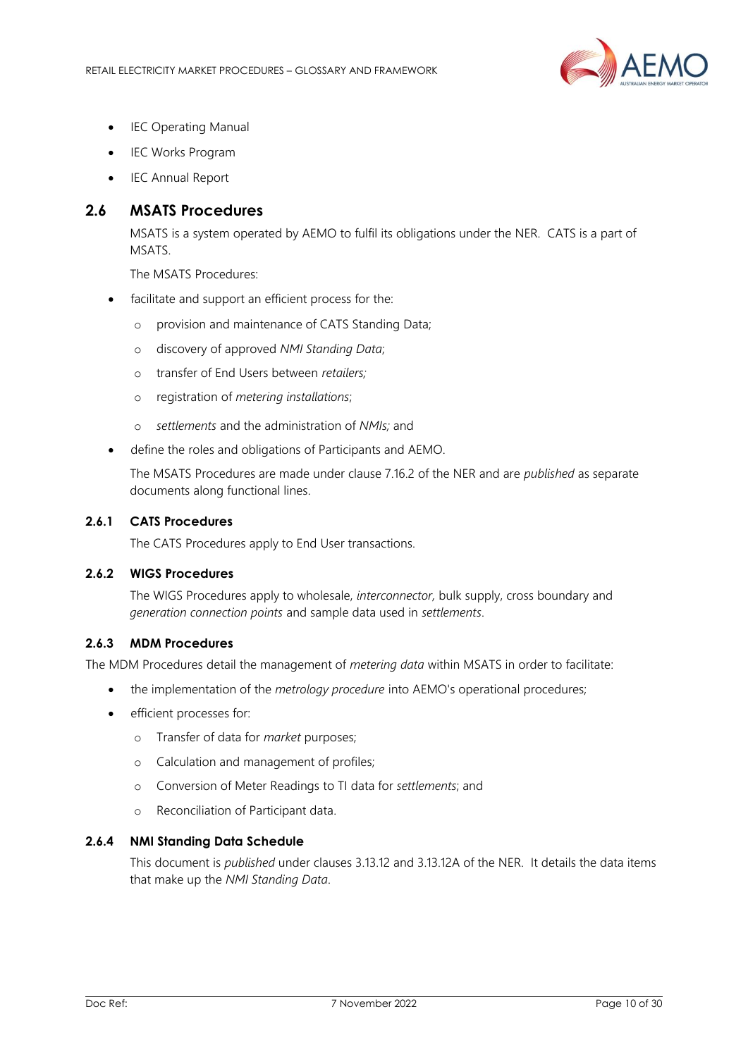- IEC Operating Manual
- IEC Works Program
- IEC Annual Report

## 2.6 MSATS Procedures

MSATS is a system operated by AEMO to fulfil its obligations under the NER. CATS is a part of MSATS.

The MSATS Procedures:

- facilitate and support an efficient process for the:
  - provision and maintenance of CATS Standing Data;
  - discovery of approved *NMI Standing Data*;
  - transfer of End Users between *retailers;*
  - registration of *metering installations*;
  - *settlements* and the administration of *NMIs;* and
- define the roles and obligations of Participants and AEMO.

The MSATS Procedures are made under clause 7.16.2 of the NER and are *published* as separate documents along functional lines.

### 2.6.1 CATS Procedures

The CATS Procedures apply to End User transactions.

### 2.6.2 WIGS Procedures

The WIGS Procedures apply to wholesale, *interconnector,* bulk supply, cross boundary and *generation connection points* and sample data used in *settlements*.

### 2.6.3 MDM Procedures

The MDM Procedures detail the management of *metering data* within MSATS in order to facilitate:

- the implementation of the *metrology procedure* into AEMO's operational procedures;
- efficient processes for:
  - Transfer of data for *market* purposes;
  - Calculation and management of profiles;
  - Conversion of Meter Readings to TI data for *settlements*; and
  - Reconciliation of Participant data.

### 2.6.4 NMI Standing Data Schedule

This document is *published* under clauses 3.13.12 and 3.13.12A of the NER. It details the data items that make up the *NMI Standing Data*.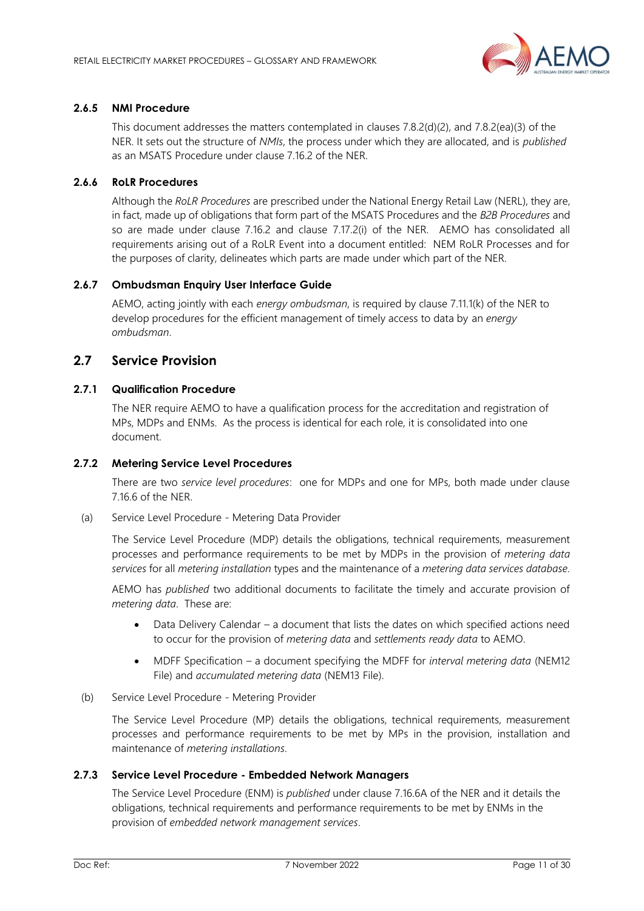### 2.6.5 NMI Procedure

This document addresses the matters contemplated in clauses 7.8.2(d)(2), and 7.8.2(ea)(3) of the NER. It sets out the structure of *NMIs*, the process under which they are allocated, and is *published* as an MSATS Procedure under clause 7.16.2 of the NER.

### 2.6.6 RoLR Procedures

Although the *RoLR Procedures* are prescribed under the National Energy Retail Law (NERL), they are, in fact, made up of obligations that form part of the MSATS Procedures and the *B2B Procedures* and so are made under clause 7.16.2 and clause 7.17.2(i) of the NER. AEMO has consolidated all requirements arising out of a RoLR Event into a document entitled: NEM RoLR Processes and for the purposes of clarity, delineates which parts are made under which part of the NER.

### 2.6.7 Ombudsman Enquiry User Interface Guide

AEMO, acting jointly with each *energy ombudsman*, is required by clause 7.11.1(k) of the NER to develop procedures for the efficient management of timely access to data by an *energy ombudsman*.

## 2.7 Service Provision

### 2.7.1 Qualification Procedure

The NER require AEMO to have a qualification process for the accreditation and registration of MPs, MDPs and ENMs. As the process is identical for each role, it is consolidated into one document.

### 2.7.2 Metering Service Level Procedures

There are two *service level procedures*: one for MDPs and one for MPs, both made under clause 7.16.6 of the NER.

(a) Service Level Procedure - Metering Data Provider

The Service Level Procedure (MDP) details the obligations, technical requirements, measurement processes and performance requirements to be met by MDPs in the provision of *metering data services* for all *metering installation* types and the maintenance of a *metering data services database*.

AEMO has *published* two additional documents to facilitate the timely and accurate provision of *metering data*. These are:

- Data Delivery Calendar – a document that lists the dates on which specified actions need to occur for the provision of *metering data* and *settlements ready data* to AEMO.
- MDFF Specification – a document specifying the MDFF for *interval metering data* (NEM12 File) and *accumulated metering data* (NEM13 File).

(b) Service Level Procedure - Metering Provider

The Service Level Procedure (MP) details the obligations, technical requirements, measurement processes and performance requirements to be met by MPs in the provision, installation and maintenance of *metering installations*.

### 2.7.3 Service Level Procedure - Embedded Network Managers

The Service Level Procedure (ENM) is *published* under clause 7.16.6A of the NER and it details the obligations, technical requirements and performance requirements to be met by ENMs in the provision of *embedded network management services*.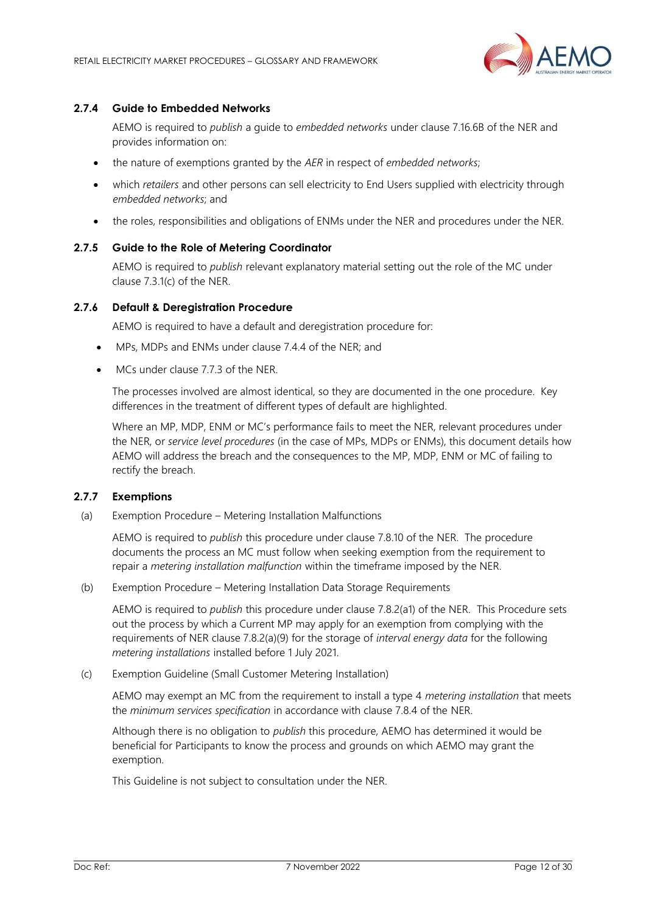### 2.7.4 Guide to Embedded Networks

AEMO is required to *publish* a guide to *embedded networks* under clause 7.16.6B of the NER and provides information on:

- the nature of exemptions granted by the *AER* in respect of *embedded networks*;
- which *retailers* and other persons can sell electricity to End Users supplied with electricity through *embedded networks*; and
- the roles, responsibilities and obligations of ENMs under the NER and procedures under the NER.

### 2.7.5 Guide to the Role of Metering Coordinator

AEMO is required to *publish* relevant explanatory material setting out the role of the MC under clause 7.3.1(c) of the NER.

### 2.7.6 Default & Deregistration Procedure

AEMO is required to have a default and deregistration procedure for:

- MPs, MDPs and ENMs under clause 7.4.4 of the NER; and
- MCs under clause 7.7.3 of the NER.

The processes involved are almost identical, so they are documented in the one procedure. Key differences in the treatment of different types of default are highlighted.

Where an MP, MDP, ENM or MC's performance fails to meet the NER, relevant procedures under the NER, or *service level procedures* (in the case of MPs, MDPs or ENMs), this document details how AEMO will address the breach and the consequences to the MP, MDP, ENM or MC of failing to rectify the breach.

### 2.7.7 Exemptions

(a) Exemption Procedure – Metering Installation Malfunctions

AEMO is required to *publish* this procedure under clause 7.8.10 of the NER. The procedure documents the process an MC must follow when seeking exemption from the requirement to repair a *metering installation malfunction* within the timeframe imposed by the NER.

(b) Exemption Procedure – Metering Installation Data Storage Requirements

AEMO is required to *publish* this procedure under clause 7.8.2(a1) of the NER. This Procedure sets out the process by which a Current MP may apply for an exemption from complying with the requirements of NER clause 7.8.2(a)(9) for the storage of *interval energy data* for the following *metering installations* installed before 1 July 2021.

(c) Exemption Guideline (Small Customer Metering Installation)

AEMO may exempt an MC from the requirement to install a type 4 *metering installation* that meets the *minimum services specification* in accordance with clause 7.8.4 of the NER.

Although there is no obligation to *publish* this procedure, AEMO has determined it would be beneficial for Participants to know the process and grounds on which AEMO may grant the exemption.

This Guideline is not subject to consultation under the NER.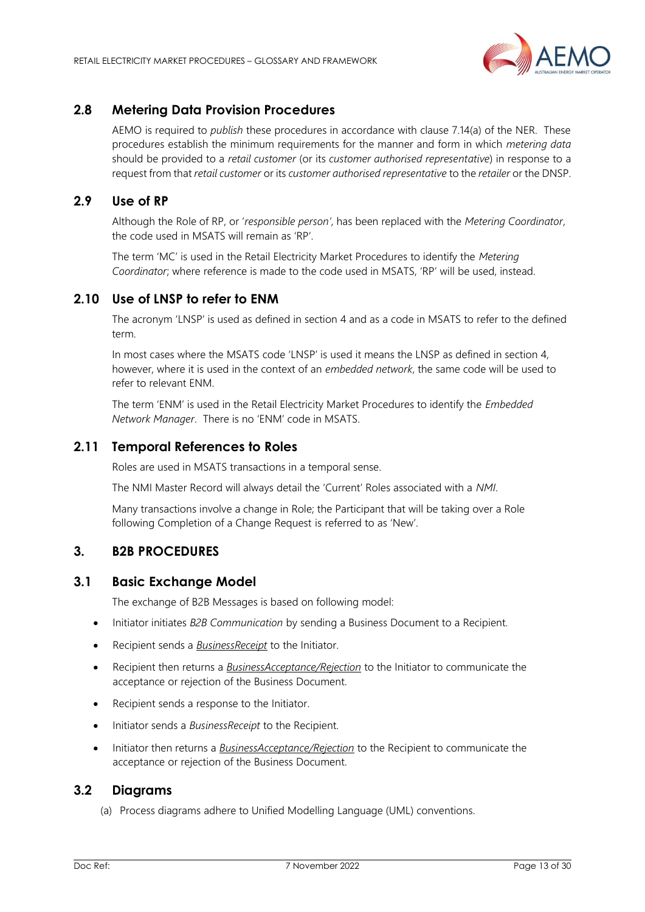## 2.8 Metering Data Provision Procedures

AEMO is required to *publish* these procedures in accordance with clause 7.14(a) of the NER. These procedures establish the minimum requirements for the manner and form in which *metering data* should be provided to a *retail customer* (or its *customer authorised representative*) in response to a request from that *retail customer* or its *customer authorised representative* to the *retailer* or the DNSP.

## 2.9 Use of RP

Although the Role of RP, or '*responsible person*', has been replaced with the *Metering Coordinator*, the code used in MSATS will remain as 'RP'.

The term 'MC' is used in the Retail Electricity Market Procedures to identify the *Metering Coordinator*; where reference is made to the code used in MSATS, 'RP' will be used, instead.

## 2.10 Use of LNSP to refer to ENM

The acronym 'LNSP' is used as defined in section 4 and as a code in MSATS to refer to the defined term.

In most cases where the MSATS code 'LNSP' is used it means the LNSP as defined in section 4, however, where it is used in the context of an *embedded network*, the same code will be used to refer to relevant ENM.

The term 'ENM' is used in the Retail Electricity Market Procedures to identify the *Embedded Network Manager*. There is no 'ENM' code in MSATS.

## 2.11 Temporal References to Roles

Roles are used in MSATS transactions in a temporal sense.

The NMI Master Record will always detail the 'Current' Roles associated with a *NMI*.

Many transactions involve a change in Role; the Participant that will be taking over a Role following Completion of a Change Request is referred to as 'New'.

# 3. B2B PROCEDURES

## 3.1 Basic Exchange Model

The exchange of B2B Messages is based on following model:

- Initiator initiates *B2B Communication* by sending a Business Document to a Recipient.
- Recipient sends a *BusinessReceipt* to the Initiator.
- Recipient then returns a *BusinessAcceptance/Rejection* to the Initiator to communicate the acceptance or rejection of the Business Document.
- Recipient sends a response to the Initiator.
- Initiator sends a *BusinessReceipt* to the Recipient.
- Initiator then returns a *BusinessAcceptance/Rejection* to the Recipient to communicate the acceptance or rejection of the Business Document.

## 3.2 Diagrams

(a) Process diagrams adhere to Unified Modelling Language (UML) conventions.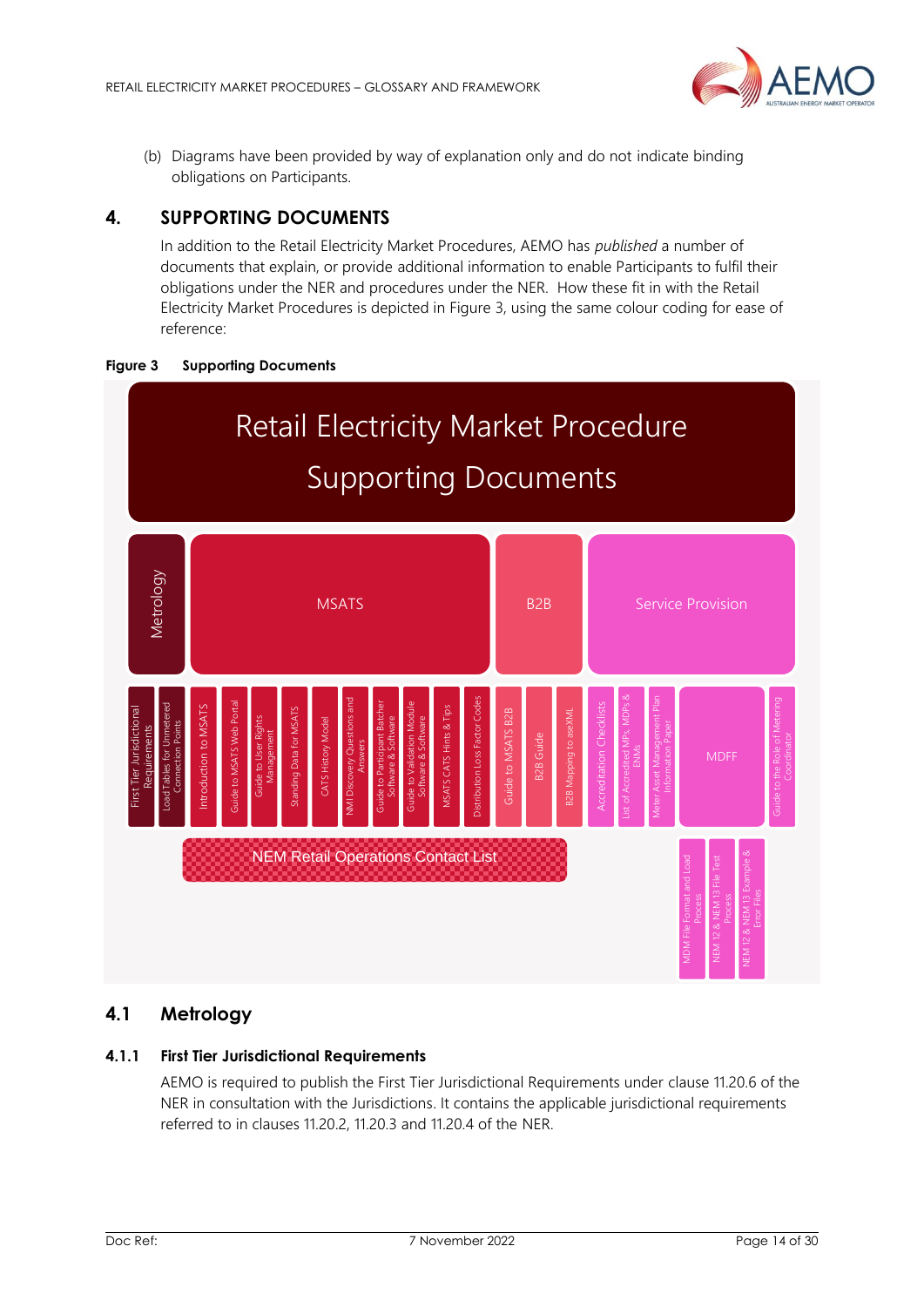(b) Diagrams have been provided by way of explanation only and do not indicate binding obligations on Participants.

# 4. SUPPORTING DOCUMENTS

In addition to the Retail Electricity Market Procedures, AEMO has *published* a number of documents that explain, or provide additional information to enable Participants to fulfil their obligations under the NER and procedures under the NER. How these fit in with the Retail Electricity Market Procedures is depicted in Figure 3, using the same colour coding for ease of reference:

**Figure 3 Supporting Documents**

Retail Electricity Market Procedure Supporting Documents

- Metrology
  - First Tier Jurisdictional Requirements
  - Load Tables for Unmetered Connection Points
- MSATS
  - Introduction to MSATS
  - Guide to MSATS Web Portal
  - Guide to User Rights Management
  - Standing Data for MSATS
  - CATS History Model
  - NMI Discovery Questions and Answers
  - Guide to Participant Batcher Software & Software
  - Guide to Validation Module Software & Software
  - MSATS CATS Hints & Tips
  - Distribution Loss Factor Codes
- B2B
  - Guide to MSATS B2B
  - B2B Guide
  - B2B Mapping to aseXML
- Service Provision
  - Accreditation Checklists
  - List of Accredited MPs, MDPs & ENMs
  - Meter Asset Management Plan Information Paper
  - MDFF
    - MDM File Format and Load Process
    - NEM 12 & NEM 13 File Test Process
    - NEM 12 & NEM 13 Example & Error Files
  - Guide to the Role of Metering Coordinator

NEM Retail Operations Contact List

## 4.1 Metrology

### 4.1.1 First Tier Jurisdictional Requirements

AEMO is required to publish the First Tier Jurisdictional Requirements under clause 11.20.6 of the NER in consultation with the Jurisdictions. It contains the applicable jurisdictional requirements referred to in clauses 11.20.2, 11.20.3 and 11.20.4 of the NER.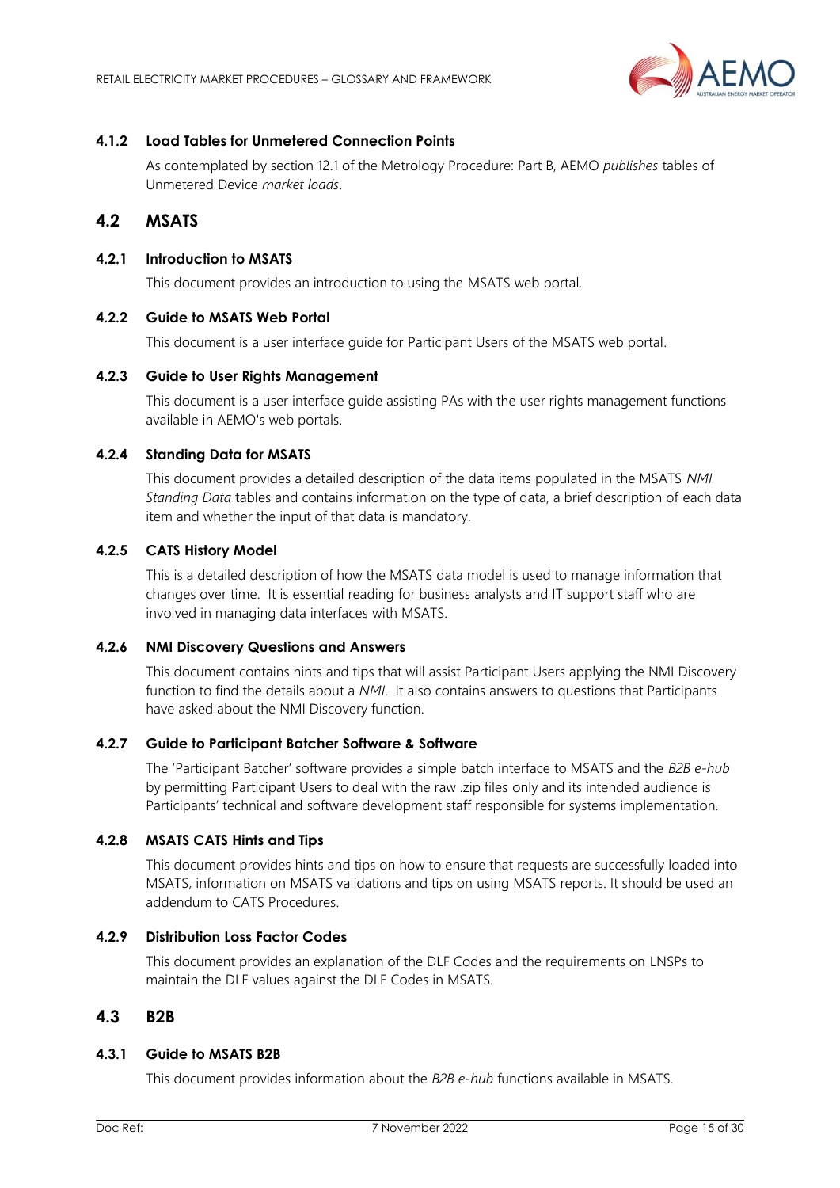### 4.1.2 Load Tables for Unmetered Connection Points

As contemplated by section 12.1 of the Metrology Procedure: Part B, AEMO *publishes* tables of Unmetered Device *market loads*.

## 4.2 MSATS

### 4.2.1 Introduction to MSATS

This document provides an introduction to using the MSATS web portal.

### 4.2.2 Guide to MSATS Web Portal

This document is a user interface guide for Participant Users of the MSATS web portal.

### 4.2.3 Guide to User Rights Management

This document is a user interface guide assisting PAs with the user rights management functions available in AEMO's web portals.

### 4.2.4 Standing Data for MSATS

This document provides a detailed description of the data items populated in the MSATS *NMI Standing Data* tables and contains information on the type of data, a brief description of each data item and whether the input of that data is mandatory.

### 4.2.5 CATS History Model

This is a detailed description of how the MSATS data model is used to manage information that changes over time. It is essential reading for business analysts and IT support staff who are involved in managing data interfaces with MSATS.

### 4.2.6 NMI Discovery Questions and Answers

This document contains hints and tips that will assist Participant Users applying the NMI Discovery function to find the details about a *NMI*. It also contains answers to questions that Participants have asked about the NMI Discovery function.

### 4.2.7 Guide to Participant Batcher Software & Software

The 'Participant Batcher' software provides a simple batch interface to MSATS and the *B2B e-hub* by permitting Participant Users to deal with the raw .zip files only and its intended audience is Participants' technical and software development staff responsible for systems implementation.

### 4.2.8 MSATS CATS Hints and Tips

This document provides hints and tips on how to ensure that requests are successfully loaded into MSATS, information on MSATS validations and tips on using MSATS reports. It should be used an addendum to CATS Procedures.

### 4.2.9 Distribution Loss Factor Codes

This document provides an explanation of the DLF Codes and the requirements on LNSPs to maintain the DLF values against the DLF Codes in MSATS.

## 4.3 B2B

### 4.3.1 Guide to MSATS B2B

This document provides information about the *B2B e-hub* functions available in MSATS.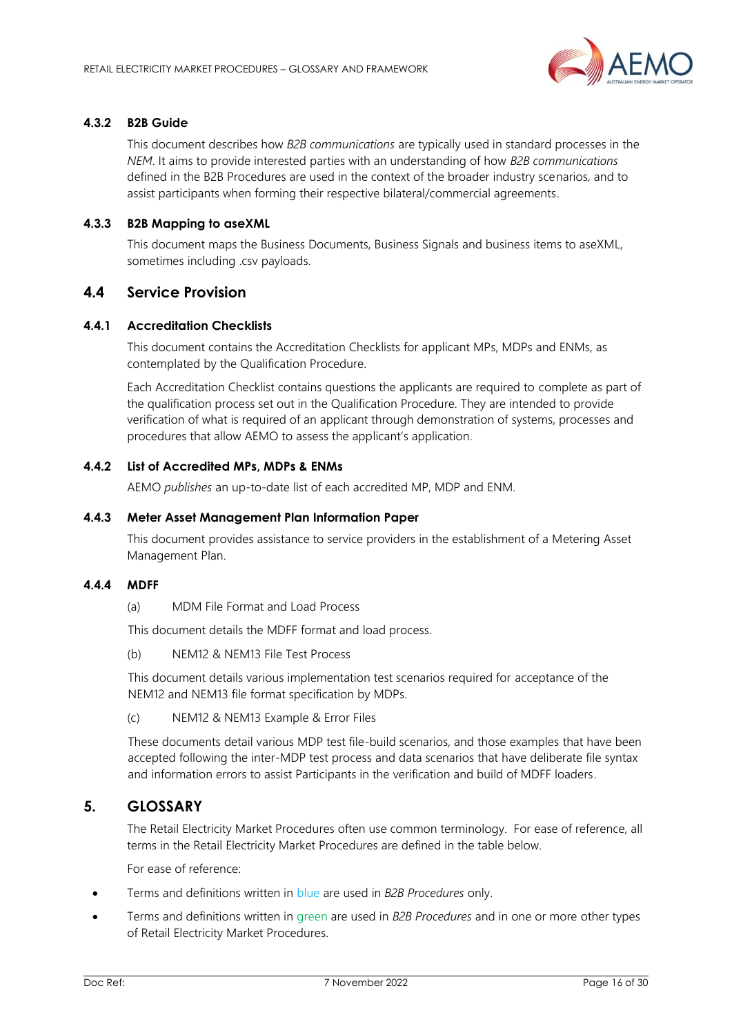#### 4.3.2 B2B Guide

This document describes how *B2B communications* are typically used in standard processes in the *NEM*. It aims to provide interested parties with an understanding of how *B2B communications* defined in the B2B Procedures are used in the context of the broader industry scenarios, and to assist participants when forming their respective bilateral/commercial agreements.

#### 4.3.3 B2B Mapping to aseXML

This document maps the Business Documents, Business Signals and business items to aseXML, sometimes including .csv payloads.

### 4.4 Service Provision

#### 4.4.1 Accreditation Checklists

This document contains the Accreditation Checklists for applicant MPs, MDPs and ENMs, as contemplated by the Qualification Procedure.

Each Accreditation Checklist contains questions the applicants are required to complete as part of the qualification process set out in the Qualification Procedure. They are intended to provide verification of what is required of an applicant through demonstration of systems, processes and procedures that allow AEMO to assess the applicant's application.

#### 4.4.2 List of Accredited MPs, MDPs & ENMs

AEMO *publishes* an up-to-date list of each accredited MP, MDP and ENM.

#### 4.4.3 Meter Asset Management Plan Information Paper

This document provides assistance to service providers in the establishment of a Metering Asset Management Plan.

#### 4.4.4 MDFF

(a) MDM File Format and Load Process

This document details the MDFF format and load process.

(b) NEM12 & NEM13 File Test Process

This document details various implementation test scenarios required for acceptance of the NEM12 and NEM13 file format specification by MDPs.

(c) NEM12 & NEM13 Example & Error Files

These documents detail various MDP test file-build scenarios, and those examples that have been accepted following the inter-MDP test process and data scenarios that have deliberate file syntax and information errors to assist Participants in the verification and build of MDFF loaders.

## 5. GLOSSARY

The Retail Electricity Market Procedures often use common terminology. For ease of reference, all terms in the Retail Electricity Market Procedures are defined in the table below.

For ease of reference:

- Terms and definitions written in blue are used in *B2B Procedures* only.
- Terms and definitions written in green are used in *B2B Procedures* and in one or more other types of Retail Electricity Market Procedures.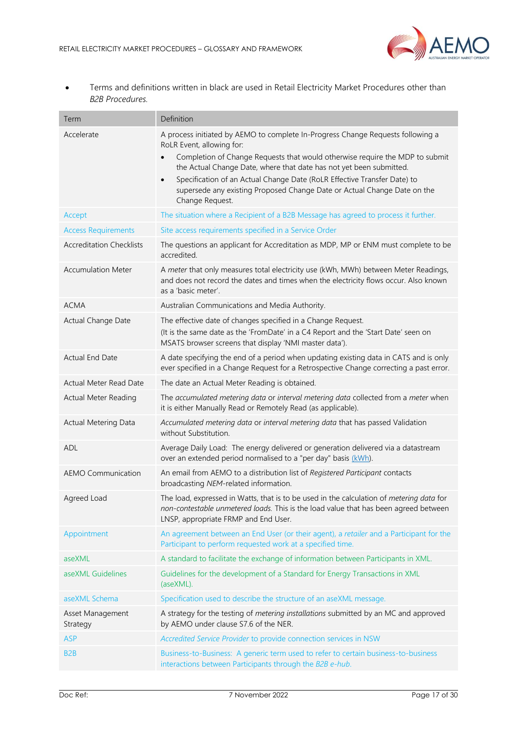- Terms and definitions written in black are used in Retail Electricity Market Procedures other than *B2B Procedures*.

| Term | Definition |
| --- | --- |
| Accelerate | A process initiated by AEMO to complete In-Progress Change Requests following a RoLR Event, allowing for:<br>• Completion of Change Requests that would otherwise require the MDP to submit the Actual Change Date, where that date has not yet been submitted.<br>• Specification of an Actual Change Date (RoLR Effective Transfer Date) to supersede any existing Proposed Change Date or Actual Change Date on the Change Request. |
| Accept | The situation where a Recipient of a B2B Message has agreed to process it further. |
| Access Requirements | Site access requirements specified in a Service Order |
| Accreditation Checklists | The questions an applicant for Accreditation as MDP, MP or ENM must complete to be accredited. |
| Accumulation Meter | A *meter* that only measures total electricity use (kWh, MWh) between Meter Readings, and does not record the dates and times when the electricity flows occur. Also known as a 'basic meter'. |
| ACMA | Australian Communications and Media Authority. |
| Actual Change Date | The effective date of changes specified in a Change Request.<br>(It is the same date as the 'FromDate' in a C4 Report and the 'Start Date' seen on MSATS browser screens that display 'NMI master data'). |
| Actual End Date | A date specifying the end of a period when updating existing data in CATS and is only ever specified in a Change Request for a Retrospective Change correcting a past error. |
| Actual Meter Read Date | The date an Actual Meter Reading is obtained. |
| Actual Meter Reading | The *accumulated metering data* or *interval metering data* collected from a *meter* when it is either Manually Read or Remotely Read (as applicable). |
| Actual Metering Data | *Accumulated metering data* or *interval metering data* that has passed Validation without Substitution. |
| ADL | Average Daily Load: The energy delivered or generation delivered via a datastream over an extended period normalised to a "per day" basis (kWh). |
| AEMO Communication | An email from AEMO to a distribution list of *Registered Participant* contacts broadcasting *NEM*-related information. |
| Agreed Load | The load, expressed in Watts, that is to be used in the calculation of *metering data* for *non-contestable unmetered loads.* This is the load value that has been agreed between LNSP, appropriate FRMP and End User. |
| Appointment | An agreement between an End User (or their agent), a *retailer* and a Participant for the Participant to perform requested work at a specified time. |
| aseXML | A standard to facilitate the exchange of information between Participants in XML. |
| aseXML Guidelines | Guidelines for the development of a Standard for Energy Transactions in XML (aseXML). |
| aseXML Schema | Specification used to describe the structure of an aseXML message. |
| Asset Management Strategy | A strategy for the testing of *metering installations* submitted by an MC and approved by AEMO under clause S7.6 of the NER. |
| ASP | *Accredited Service Provider* to provide connection services in NSW |
| B2B | Business-to-Business: A generic term used to refer to certain business-to-business interactions between Participants through the *B2B e-hub.* |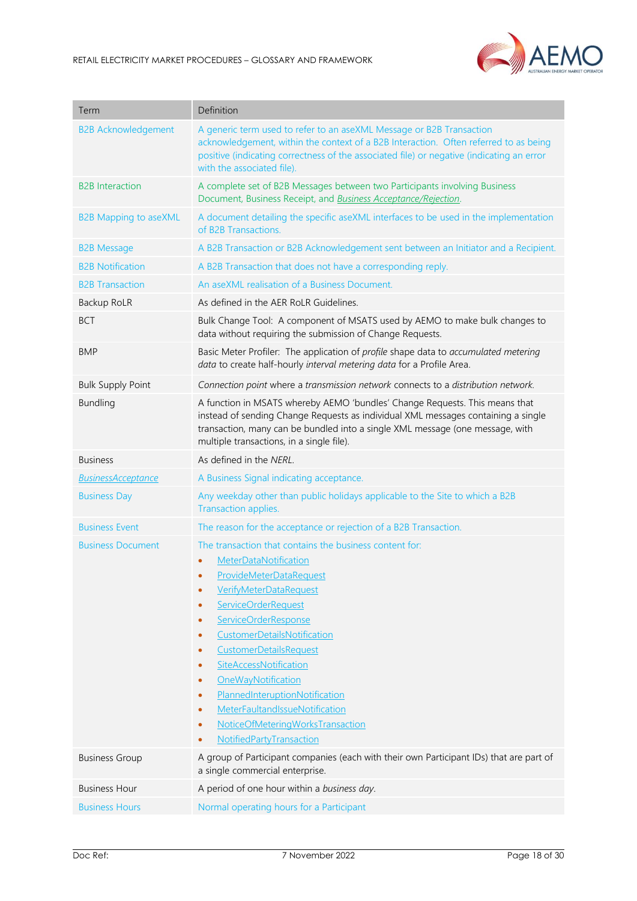| Term | Definition |
| --- | --- |
| B2B Acknowledgement | A generic term used to refer to an aseXML Message or B2B Transaction acknowledgement, within the context of a B2B Interaction. Often referred to as being positive (indicating correctness of the associated file) or negative (indicating an error with the associated file). |
| B2B Interaction | A complete set of B2B Messages between two Participants involving Business Document, Business Receipt, and *Business Acceptance/Rejection*. |
| B2B Mapping to aseXML | A document detailing the specific aseXML interfaces to be used in the implementation of B2B Transactions. |
| B2B Message | A B2B Transaction or B2B Acknowledgement sent between an Initiator and a Recipient. |
| B2B Notification | A B2B Transaction that does not have a corresponding reply. |
| B2B Transaction | An aseXML realisation of a Business Document. |
| Backup RoLR | As defined in the AER RoLR Guidelines. |
| BCT | Bulk Change Tool: A component of MSATS used by AEMO to make bulk changes to data without requiring the submission of Change Requests. |
| BMP | Basic Meter Profiler: The application of *profile* shape data to *accumulated metering data* to create half-hourly *interval metering data* for a Profile Area. |
| Bulk Supply Point | *Connection point* where a *transmission network* connects to a *distribution network.* |
| Bundling | A function in MSATS whereby AEMO 'bundles' Change Requests. This means that instead of sending Change Requests as individual XML messages containing a single transaction, many can be bundled into a single XML message (one message, with multiple transactions, in a single file). |
| Business | As defined in the *NERL*. |
| *BusinessAcceptance* | A Business Signal indicating acceptance. |
| Business Day | Any weekday other than public holidays applicable to the Site to which a B2B Transaction applies. |
| Business Event | The reason for the acceptance or rejection of a B2B Transaction. |
| Business Document | The transaction that contains the business content for:<br>• MeterDataNotification<br>• ProvideMeterDataRequest<br>• VerifyMeterDataRequest<br>• ServiceOrderRequest<br>• ServiceOrderResponse<br>• CustomerDetailsNotification<br>• CustomerDetailsRequest<br>• SiteAccessNotification<br>• OneWayNotification<br>• PlannedInteruptionNotification<br>• MeterFaultandIssueNotification<br>• NoticeOfMeteringWorksTransaction<br>• NotifiedPartyTransaction |
| Business Group | A group of Participant companies (each with their own Participant IDs) that are part of a single commercial enterprise. |
| Business Hour | A period of one hour within a *business day*. |
| Business Hours | Normal operating hours for a Participant |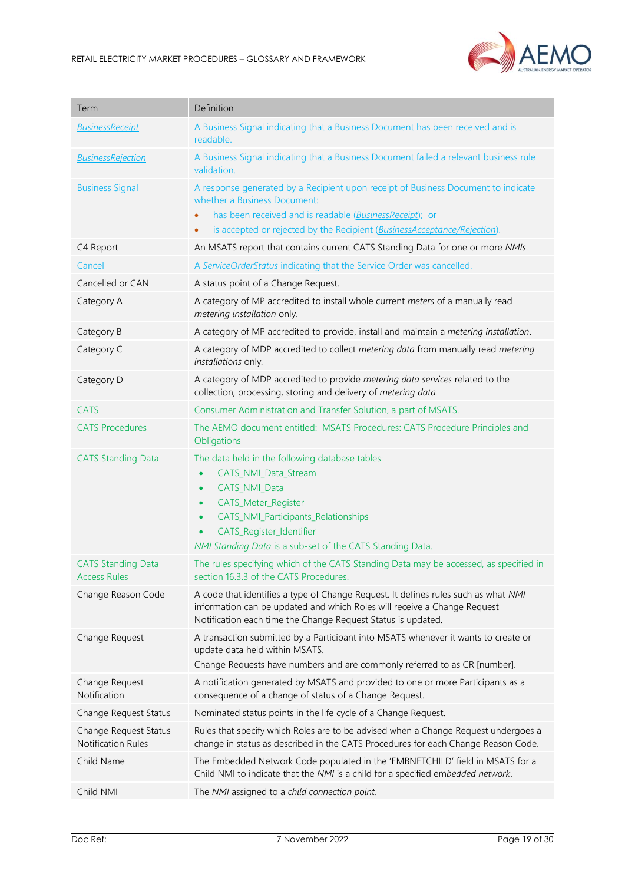| Term | Definition |
|---|---|
| *BusinessReceipt* | A Business Signal indicating that a Business Document has been received and is readable. |
| *BusinessRejection* | A Business Signal indicating that a Business Document failed a relevant business rule validation. |
| Business Signal | A response generated by a Recipient upon receipt of Business Document to indicate whether a Business Document:<br>• has been received and is readable (*BusinessReceipt*); or<br>• is accepted or rejected by the Recipient (*BusinessAcceptance/Rejection*). |
| C4 Report | An MSATS report that contains current CATS Standing Data for one or more *NMIs*. |
| Cancel | A *ServiceOrderStatus* indicating that the Service Order was cancelled. |
| Cancelled or CAN | A status point of a Change Request. |
| Category A | A category of MP accredited to install whole current *meters* of a manually read *metering installation* only. |
| Category B | A category of MP accredited to provide, install and maintain a *metering installation*. |
| Category C | A category of MDP accredited to collect *metering data* from manually read *metering installations* only. |
| Category D | A category of MDP accredited to provide *metering data services* related to the collection, processing, storing and delivery of *metering data*. |
| CATS | Consumer Administration and Transfer Solution, a part of MSATS. |
| CATS Procedures | The AEMO document entitled: MSATS Procedures: CATS Procedure Principles and Obligations |
| CATS Standing Data | The data held in the following database tables:<br>• CATS_NMI_Data_Stream<br>• CATS_NMI_Data<br>• CATS_Meter_Register<br>• CATS_NMI_Participants_Relationships<br>• CATS_Register_Identifier<br>*NMI Standing Data* is a sub-set of the CATS Standing Data. |
| CATS Standing Data Access Rules | The rules specifying which of the CATS Standing Data may be accessed, as specified in section 16.3.3 of the CATS Procedures. |
| Change Reason Code | A code that identifies a type of Change Request. It defines rules such as what *NMI* information can be updated and which Roles will receive a Change Request Notification each time the Change Request Status is updated. |
| Change Request | A transaction submitted by a Participant into MSATS whenever it wants to create or update data held within MSATS.<br>Change Requests have numbers and are commonly referred to as CR [number]. |
| Change Request Notification | A notification generated by MSATS and provided to one or more Participants as a consequence of a change of status of a Change Request. |
| Change Request Status | Nominated status points in the life cycle of a Change Request. |
| Change Request Status Notification Rules | Rules that specify which Roles are to be advised when a Change Request undergoes a change in status as described in the CATS Procedures for each Change Reason Code. |
| Child Name | The Embedded Network Code populated in the 'EMBNETCHILD' field in MSATS for a Child NMI to indicate that the *NMI* is a child for a specified *embedded network*. |
| Child NMI | The *NMI* assigned to a *child connection point*. |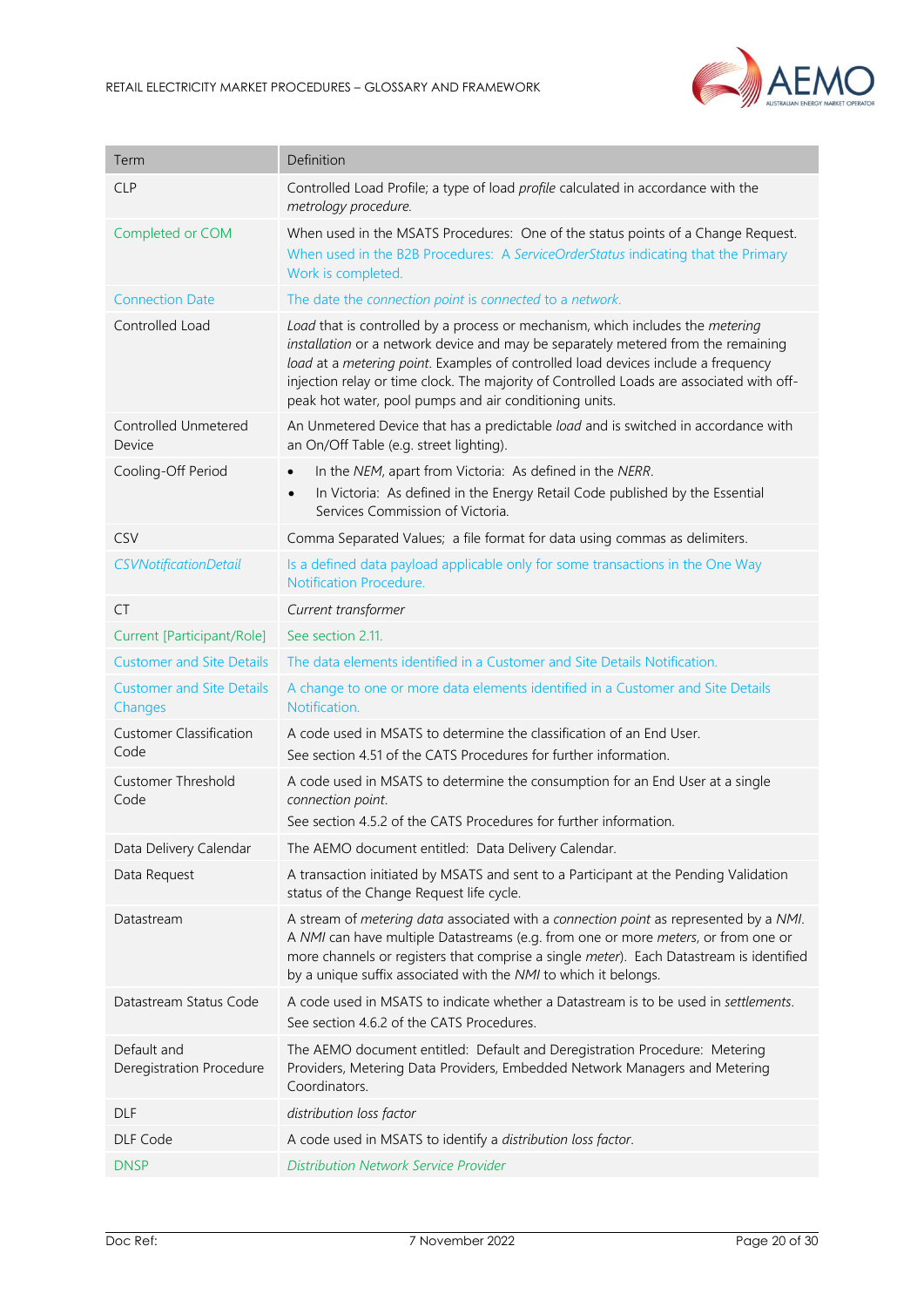| Term | Definition |
|---|---|
| CLP | Controlled Load Profile; a type of load *profile* calculated in accordance with the *metrology procedure.* |
| Completed or COM | When used in the MSATS Procedures: One of the status points of a Change Request.<br>When used in the B2B Procedures: A *ServiceOrderStatus* indicating that the Primary Work is completed. |
| Connection Date | The date the *connection point* is *connected* to a *network.* |
| Controlled Load | *Load* that is controlled by a process or mechanism, which includes the *metering installation* or a network device and may be separately metered from the remaining *load* at a *metering point*. Examples of controlled load devices include a frequency injection relay or time clock. The majority of Controlled Loads are associated with off-peak hot water, pool pumps and air conditioning units. |
| Controlled Unmetered Device | An Unmetered Device that has a predictable *load* and is switched in accordance with an On/Off Table (e.g. street lighting). |
| Cooling-Off Period | • In the *NEM*, apart from Victoria: As defined in the *NERR*.<br>• In Victoria: As defined in the Energy Retail Code published by the Essential Services Commission of Victoria. |
| CSV | Comma Separated Values; a file format for data using commas as delimiters. |
| *CSVNotificationDetail* | Is a defined data payload applicable only for some transactions in the One Way Notification Procedure. |
| CT | *Current transformer* |
| Current [Participant/Role] | See section 2.11. |
| Customer and Site Details | The data elements identified in a Customer and Site Details Notification. |
| Customer and Site Details Changes | A change to one or more data elements identified in a Customer and Site Details Notification. |
| Customer Classification Code | A code used in MSATS to determine the classification of an End User.<br>See section 4.51 of the CATS Procedures for further information. |
| Customer Threshold Code | A code used in MSATS to determine the consumption for an End User at a single *connection point*.<br>See section 4.5.2 of the CATS Procedures for further information. |
| Data Delivery Calendar | The AEMO document entitled: Data Delivery Calendar. |
| Data Request | A transaction initiated by MSATS and sent to a Participant at the Pending Validation status of the Change Request life cycle. |
| Datastream | A stream of *metering data* associated with a *connection point* as represented by a *NMI*. A *NMI* can have multiple Datastreams (e.g. from one or more *meters*, or from one or more channels or registers that comprise a single *meter*). Each Datastream is identified by a unique suffix associated with the *NMI* to which it belongs. |
| Datastream Status Code | A code used in MSATS to indicate whether a Datastream is to be used in *settlements*.<br>See section 4.6.2 of the CATS Procedures. |
| Default and Deregistration Procedure | The AEMO document entitled: Default and Deregistration Procedure: Metering Providers, Metering Data Providers, Embedded Network Managers and Metering Coordinators. |
| DLF | *distribution loss factor* |
| DLF Code | A code used in MSATS to identify a *distribution loss factor*. |
| DNSP | *Distribution Network Service Provider* |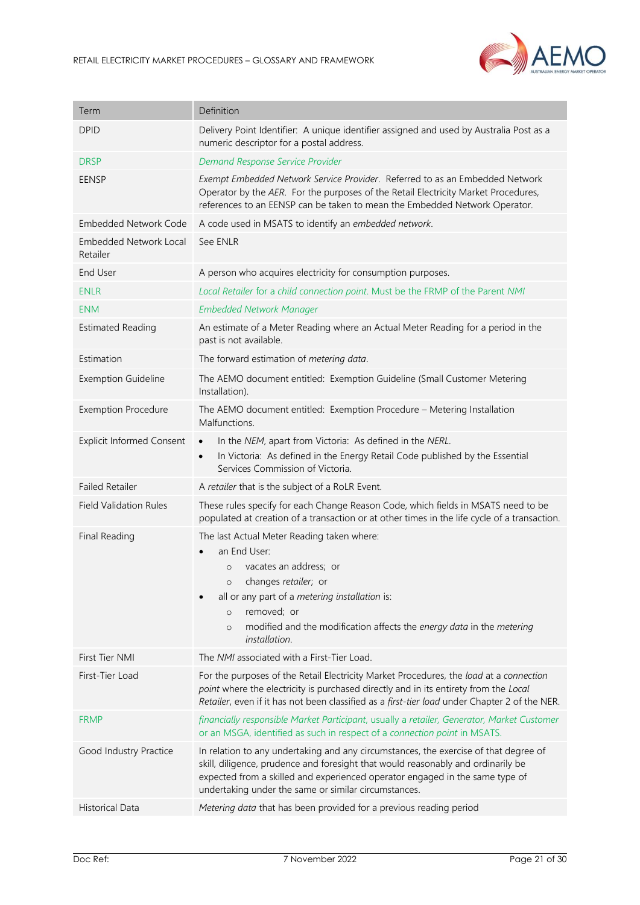| Term | Definition |
|---|---|
| DPID | Delivery Point Identifier: A unique identifier assigned and used by Australia Post as a numeric descriptor for a postal address. |
| DRSP | *Demand Response Service Provider* |
| EENSP | *Exempt Embedded Network Service Provider*. Referred to as an Embedded Network Operator by the *AER*. For the purposes of the Retail Electricity Market Procedures, references to an EENSP can be taken to mean the Embedded Network Operator. |
| Embedded Network Code | A code used in MSATS to identify an *embedded network*. |
| Embedded Network Local Retailer | See ENLR |
| End User | A person who acquires electricity for consumption purposes. |
| ENLR | *Local Retailer* for a *child connection point*. Must be the FRMP of the Parent *NMI* |
| ENM | *Embedded Network Manager* |
| Estimated Reading | An estimate of a Meter Reading where an Actual Meter Reading for a period in the past is not available. |
| Estimation | The forward estimation of *metering data*. |
| Exemption Guideline | The AEMO document entitled: Exemption Guideline (Small Customer Metering Installation). |
| Exemption Procedure | The AEMO document entitled: Exemption Procedure – Metering Installation Malfunctions. |
| Explicit Informed Consent | • In the *NEM*, apart from Victoria: As defined in the *NERL*.<br>• In Victoria: As defined in the Energy Retail Code published by the Essential Services Commission of Victoria. |
| Failed Retailer | A *retailer* that is the subject of a RoLR Event. |
| Field Validation Rules | These rules specify for each Change Reason Code, which fields in MSATS need to be populated at creation of a transaction or at other times in the life cycle of a transaction. |
| Final Reading | The last Actual Meter Reading taken where:<br>• an End User:<br>    ○ vacates an address; or<br>    ○ changes *retailer*; or<br>• all or any part of a *metering installation* is:<br>    ○ removed; or<br>    ○ modified and the modification affects the *energy data* in the *metering installation*. |
| First Tier NMI | The *NMI* associated with a First-Tier Load. |
| First-Tier Load | For the purposes of the Retail Electricity Market Procedures, the *load* at a *connection point* where the electricity is purchased directly and in its entirety from the *Local Retailer*, even if it has not been classified as a *first-tier load* under Chapter 2 of the NER. |
| FRMP | *financially responsible Market Participant*, usually a *retailer*, *Generator*, *Market Customer* or an MSGA, identified as such in respect of a *connection point* in MSATS. |
| Good Industry Practice | In relation to any undertaking and any circumstances, the exercise of that degree of skill, diligence, prudence and foresight that would reasonably and ordinarily be expected from a skilled and experienced operator engaged in the same type of undertaking under the same or similar circumstances. |
| Historical Data | *Metering data* that has been provided for a previous reading period |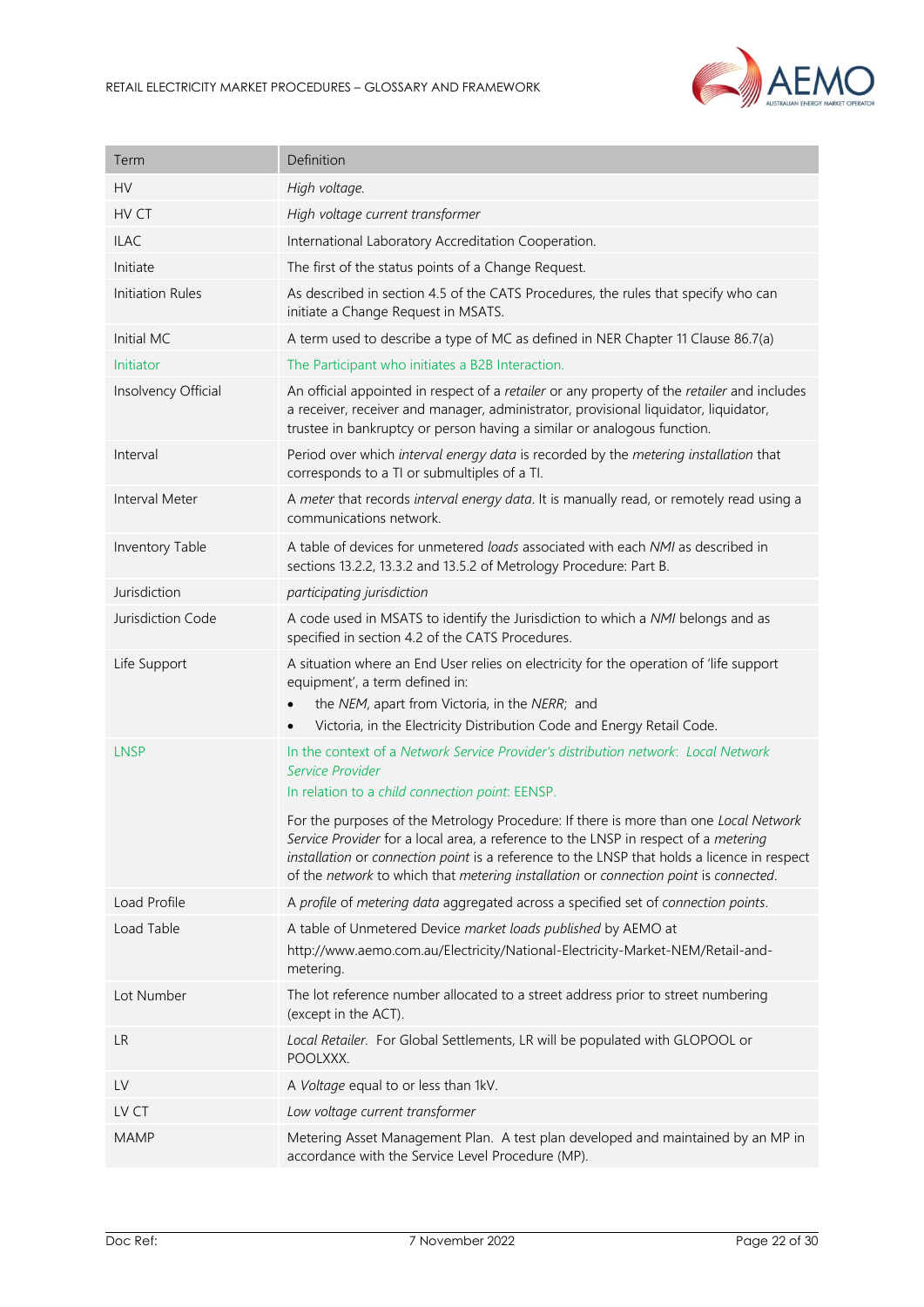| Term | Definition |
|---|---|
| HV | *High voltage.* |
| HV CT | *High voltage current transformer* |
| ILAC | International Laboratory Accreditation Cooperation. |
| Initiate | The first of the status points of a Change Request. |
| Initiation Rules | As described in section 4.5 of the CATS Procedures, the rules that specify who can initiate a Change Request in MSATS. |
| Initial MC | A term used to describe a type of MC as defined in NER Chapter 11 Clause 86.7(a) |
| Initiator | The Participant who initiates a B2B Interaction. |
| Insolvency Official | An official appointed in respect of a *retailer* or any property of the *retailer* and includes a receiver, receiver and manager, administrator, provisional liquidator, liquidator, trustee in bankruptcy or person having a similar or analogous function. |
| Interval | Period over which *interval energy data* is recorded by the *metering installation* that corresponds to a TI or submultiples of a TI. |
| Interval Meter | A *meter* that records *interval energy data*. It is manually read, or remotely read using a communications network. |
| Inventory Table | A table of devices for unmetered *loads* associated with each *NMI* as described in sections 13.2.2, 13.3.2 and 13.5.2 of Metrology Procedure: Part B. |
| Jurisdiction | *participating jurisdiction* |
| Jurisdiction Code | A code used in MSATS to identify the Jurisdiction to which a *NMI* belongs and as specified in section 4.2 of the CATS Procedures. |
| Life Support | A situation where an End User relies on electricity for the operation of 'life support equipment', a term defined in:<br>• the *NEM*, apart from Victoria, in the *NERR*; and<br>• Victoria, in the Electricity Distribution Code and Energy Retail Code. |
| LNSP | In the context of a *Network Service Provider's distribution network*: *Local Network Service Provider*<br>In relation to a *child connection point*: EENSP.<br><br>For the purposes of the Metrology Procedure: If there is more than one *Local Network Service Provider* for a local area, a reference to the LNSP in respect of a *metering installation* or *connection point* is a reference to the LNSP that holds a licence in respect of the *network* to which that *metering installation* or *connection point* is *connected*. |
| Load Profile | A *profile* of *metering data* aggregated across a specified set of *connection points*. |
| Load Table | A table of Unmetered Device *market loads published* by AEMO at http://www.aemo.com.au/Electricity/National-Electricity-Market-NEM/Retail-and-metering. |
| Lot Number | The lot reference number allocated to a street address prior to street numbering (except in the ACT). |
| LR | *Local Retailer*. For Global Settlements, LR will be populated with GLOPOOL or POOLXXX. |
| LV | A *Voltage* equal to or less than 1kV. |
| LV CT | *Low voltage current transformer* |
| MAMP | Metering Asset Management Plan. A test plan developed and maintained by an MP in accordance with the Service Level Procedure (MP). |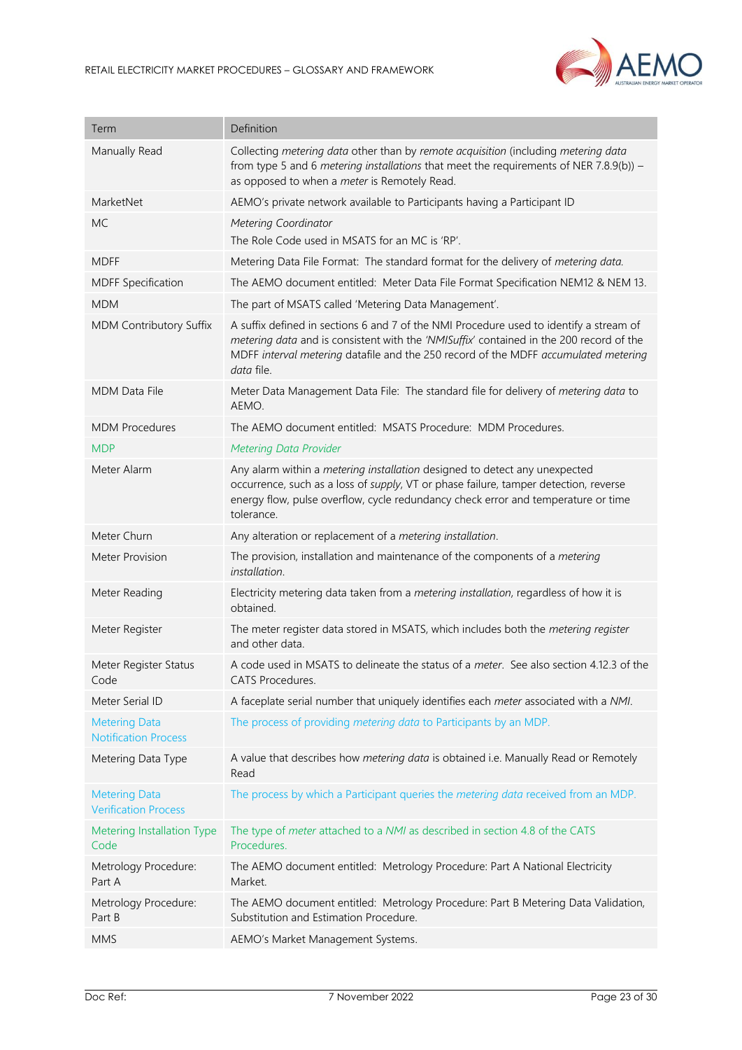| Term | Definition |
| --- | --- |
| Manually Read | Collecting *metering data* other than by *remote acquisition* (including *metering data* from type 5 and 6 *metering installations* that meet the requirements of NER 7.8.9(b)) – as opposed to when a *meter* is Remotely Read. |
| MarketNet | AEMO's private network available to Participants having a Participant ID |
| MC | *Metering Coordinator*<br>The Role Code used in MSATS for an MC is 'RP'. |
| MDFF | Metering Data File Format: The standard format for the delivery of *metering data*. |
| MDFF Specification | The AEMO document entitled: Meter Data File Format Specification NEM12 & NEM 13. |
| MDM | The part of MSATS called 'Metering Data Management'. |
| MDM Contributory Suffix | A suffix defined in sections 6 and 7 of the NMI Procedure used to identify a stream of *metering data* and is consistent with the *'NMISuffix'* contained in the 200 record of the MDFF *interval metering* datafile and the 250 record of the MDFF *accumulated metering data* file. |
| MDM Data File | Meter Data Management Data File: The standard file for delivery of *metering data* to AEMO. |
| MDM Procedures | The AEMO document entitled: MSATS Procedure: MDM Procedures. |
| MDP | *Metering Data Provider* |
| Meter Alarm | Any alarm within a *metering installation* designed to detect any unexpected occurrence, such as a loss of *supply*, VT or phase failure, tamper detection, reverse energy flow, pulse overflow, cycle redundancy check error and temperature or time tolerance. |
| Meter Churn | Any alteration or replacement of a *metering installation*. |
| Meter Provision | The provision, installation and maintenance of the components of a *metering installation*. |
| Meter Reading | Electricity metering data taken from a *metering installation*, regardless of how it is obtained. |
| Meter Register | The meter register data stored in MSATS, which includes both the *metering register* and other data. |
| Meter Register Status Code | A code used in MSATS to delineate the status of a *meter*. See also section 4.12.3 of the CATS Procedures. |
| Meter Serial ID | A faceplate serial number that uniquely identifies each *meter* associated with a *NMI*. |
| Metering Data Notification Process | The process of providing *metering data* to Participants by an MDP. |
| Metering Data Type | A value that describes how *metering data* is obtained i.e. Manually Read or Remotely Read |
| Metering Data Verification Process | The process by which a Participant queries the *metering data* received from an MDP. |
| Metering Installation Type Code | The type of *meter* attached to a *NMI* as described in section 4.8 of the CATS Procedures. |
| Metrology Procedure: Part A | The AEMO document entitled: Metrology Procedure: Part A National Electricity Market. |
| Metrology Procedure: Part B | The AEMO document entitled: Metrology Procedure: Part B Metering Data Validation, Substitution and Estimation Procedure. |
| MMS | AEMO's Market Management Systems. |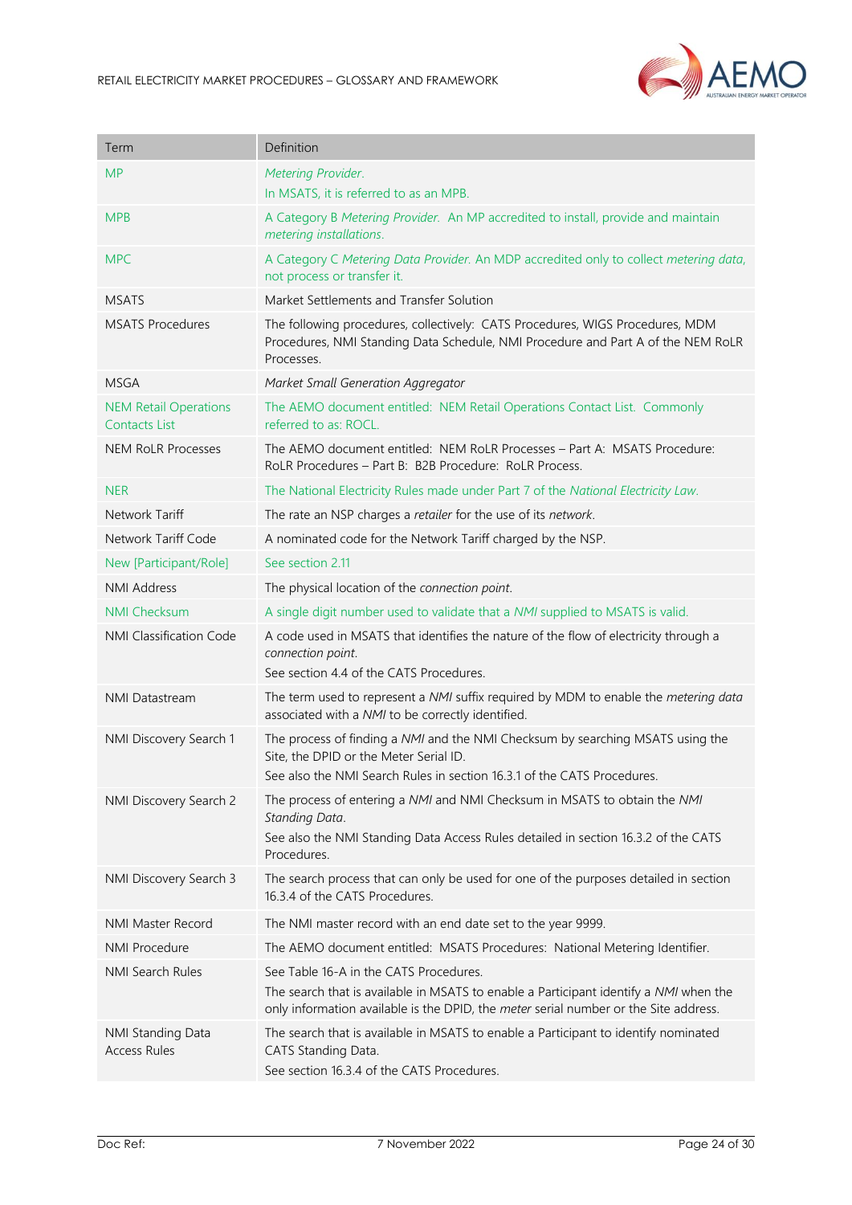| Term | Definition |
|---|---|
| MP | *Metering Provider*.<br>In MSATS, it is referred to as an MPB. |
| MPB | A Category B *Metering Provider*. An MP accredited to install, provide and maintain *metering installations*. |
| MPC | A Category C *Metering Data Provider*. An MDP accredited only to collect *metering data*, not process or transfer it. |
| MSATS | Market Settlements and Transfer Solution |
| MSATS Procedures | The following procedures, collectively: CATS Procedures, WIGS Procedures, MDM Procedures, NMI Standing Data Schedule, NMI Procedure and Part A of the NEM RoLR Processes. |
| MSGA | *Market Small Generation Aggregator* |
| NEM Retail Operations Contacts List | The AEMO document entitled: NEM Retail Operations Contact List. Commonly referred to as: ROCL. |
| NEM RoLR Processes | The AEMO document entitled: NEM RoLR Processes – Part A: MSATS Procedure: RoLR Procedures – Part B: B2B Procedure: RoLR Process. |
| NER | The National Electricity Rules made under Part 7 of the *National Electricity Law*. |
| Network Tariff | The rate an NSP charges a *retailer* for the use of its *network*. |
| Network Tariff Code | A nominated code for the Network Tariff charged by the NSP. |
| New [Participant/Role] | See section 2.11 |
| NMI Address | The physical location of the *connection point*. |
| NMI Checksum | A single digit number used to validate that a *NMI* supplied to MSATS is valid. |
| NMI Classification Code | A code used in MSATS that identifies the nature of the flow of electricity through a *connection point*.<br>See section 4.4 of the CATS Procedures. |
| NMI Datastream | The term used to represent a *NMI* suffix required by MDM to enable the *metering data* associated with a *NMI* to be correctly identified. |
| NMI Discovery Search 1 | The process of finding a *NMI* and the NMI Checksum by searching MSATS using the Site, the DPID or the Meter Serial ID.<br>See also the NMI Search Rules in section 16.3.1 of the CATS Procedures. |
| NMI Discovery Search 2 | The process of entering a *NMI* and NMI Checksum in MSATS to obtain the *NMI Standing Data*.<br>See also the NMI Standing Data Access Rules detailed in section 16.3.2 of the CATS Procedures. |
| NMI Discovery Search 3 | The search process that can only be used for one of the purposes detailed in section 16.3.4 of the CATS Procedures. |
| NMI Master Record | The NMI master record with an end date set to the year 9999. |
| NMI Procedure | The AEMO document entitled: MSATS Procedures: National Metering Identifier. |
| NMI Search Rules | See Table 16-A in the CATS Procedures.<br>The search that is available in MSATS to enable a Participant identify a *NMI* when the only information available is the DPID, the *meter* serial number or the Site address. |
| NMI Standing Data Access Rules | The search that is available in MSATS to enable a Participant to identify nominated CATS Standing Data.<br>See section 16.3.4 of the CATS Procedures. |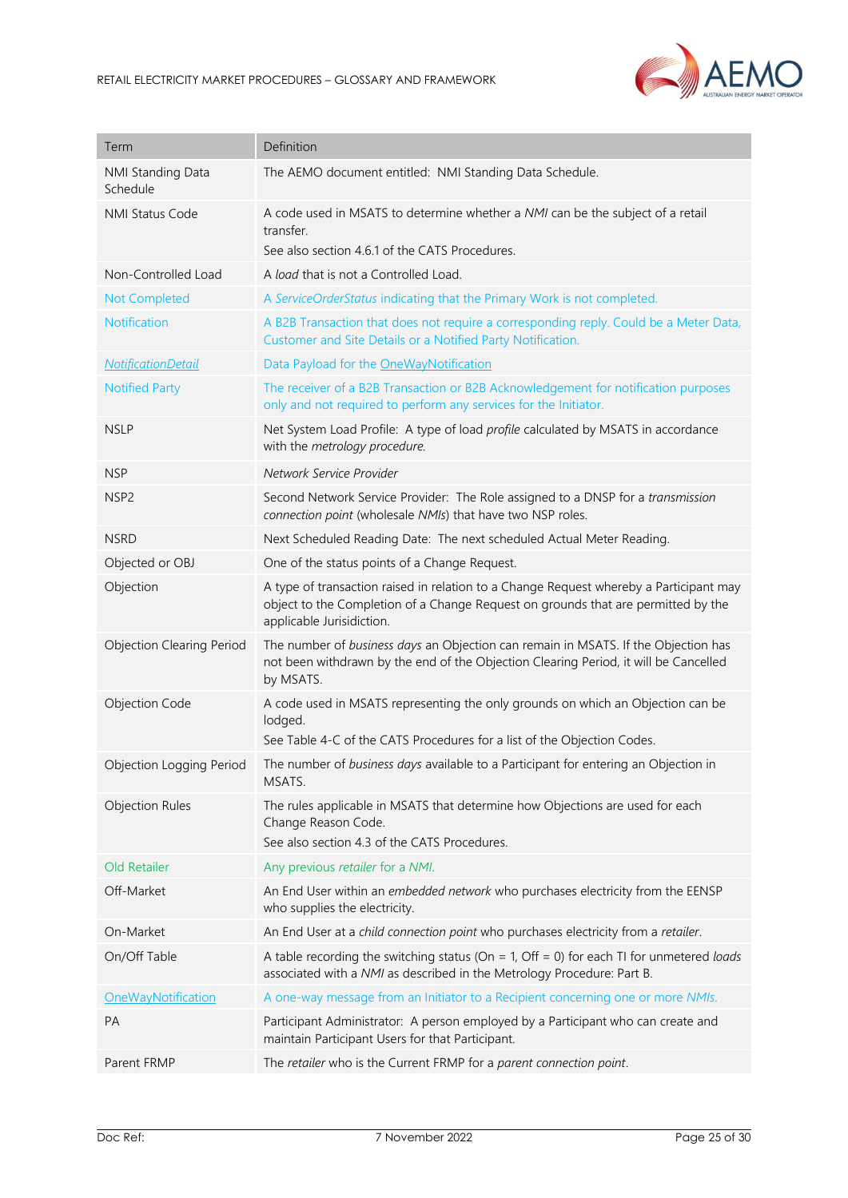| Term | Definition |
| --- | --- |
| NMI Standing Data Schedule | The AEMO document entitled: NMI Standing Data Schedule. |
| NMI Status Code | A code used in MSATS to determine whether a *NMI* can be the subject of a retail transfer.<br>See also section 4.6.1 of the CATS Procedures. |
| Non-Controlled Load | A *load* that is not a Controlled Load. |
| Not Completed | A *ServiceOrderStatus* indicating that the Primary Work is not completed. |
| Notification | A B2B Transaction that does not require a corresponding reply. Could be a Meter Data, Customer and Site Details or a Notified Party Notification. |
| *NotificationDetail* | Data Payload for the OneWayNotification |
| Notified Party | The receiver of a B2B Transaction or B2B Acknowledgement for notification purposes only and not required to perform any services for the Initiator. |
| NSLP | Net System Load Profile: A type of load *profile* calculated by MSATS in accordance with the *metrology procedure.* |
| NSP | *Network Service Provider* |
| NSP2 | Second Network Service Provider: The Role assigned to a DNSP for a *transmission connection point* (wholesale *NMIs*) that have two NSP roles. |
| NSRD | Next Scheduled Reading Date: The next scheduled Actual Meter Reading. |
| Objected or OBJ | One of the status points of a Change Request. |
| Objection | A type of transaction raised in relation to a Change Request whereby a Participant may object to the Completion of a Change Request on grounds that are permitted by the applicable Jurisidiction. |
| Objection Clearing Period | The number of *business days* an Objection can remain in MSATS. If the Objection has not been withdrawn by the end of the Objection Clearing Period, it will be Cancelled by MSATS. |
| Objection Code | A code used in MSATS representing the only grounds on which an Objection can be lodged.<br>See Table 4-C of the CATS Procedures for a list of the Objection Codes. |
| Objection Logging Period | The number of *business days* available to a Participant for entering an Objection in MSATS. |
| Objection Rules | The rules applicable in MSATS that determine how Objections are used for each Change Reason Code.<br>See also section 4.3 of the CATS Procedures. |
| Old Retailer | Any previous *retailer* for a *NMI*. |
| Off-Market | An End User within an *embedded network* who purchases electricity from the EENSP who supplies the electricity. |
| On-Market | An End User at a *child connection point* who purchases electricity from a *retailer*. |
| On/Off Table | A table recording the switching status (On = 1, Off = 0) for each TI for unmetered *loads* associated with a *NMI* as described in the Metrology Procedure: Part B. |
| OneWayNotification | A one-way message from an Initiator to a Recipient concerning one or more *NMIs*. |
| PA | Participant Administrator: A person employed by a Participant who can create and maintain Participant Users for that Participant. |
| Parent FRMP | The *retailer* who is the Current FRMP for a *parent connection point*. |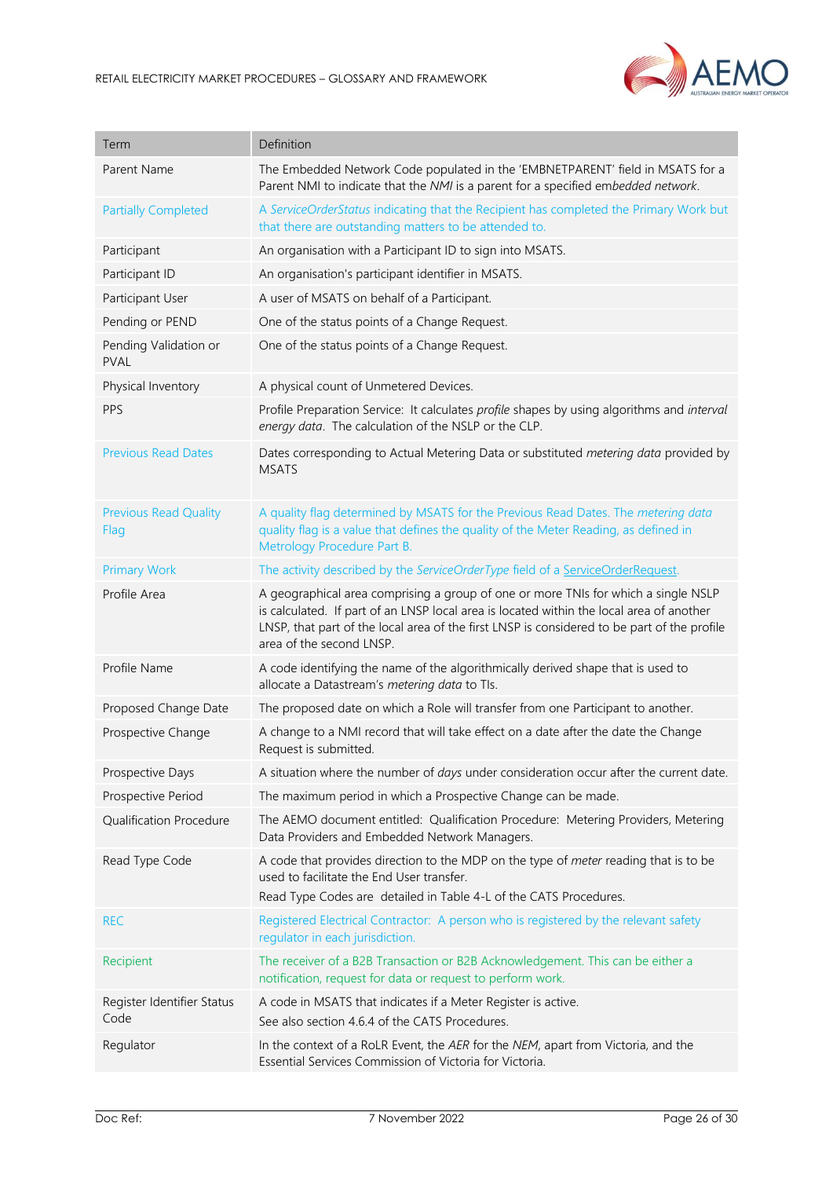| Term | Definition |
|---|---|
| Parent Name | The Embedded Network Code populated in the 'EMBNETPARENT' field in MSATS for a Parent NMI to indicate that the *NMI* is a parent for a specified em*bedded network*. |
| Partially Completed | A *ServiceOrderStatus* indicating that the Recipient has completed the Primary Work but that there are outstanding matters to be attended to. |
| Participant | An organisation with a Participant ID to sign into MSATS. |
| Participant ID | An organisation's participant identifier in MSATS. |
| Participant User | A user of MSATS on behalf of a Participant. |
| Pending or PEND | One of the status points of a Change Request. |
| Pending Validation or PVAL | One of the status points of a Change Request. |
| Physical Inventory | A physical count of Unmetered Devices. |
| PPS | Profile Preparation Service: It calculates *profile* shapes by using algorithms and *interval energy data*. The calculation of the NSLP or the CLP. |
| Previous Read Dates | Dates corresponding to Actual Metering Data or substituted *metering data* provided by MSATS |
| Previous Read Quality Flag | A quality flag determined by MSATS for the Previous Read Dates. The *metering data* quality flag is a value that defines the quality of the Meter Reading, as defined in Metrology Procedure Part B. |
| Primary Work | The activity described by the *ServiceOrderType* field of a ServiceOrderRequest. |
| Profile Area | A geographical area comprising a group of one or more TNIs for which a single NSLP is calculated. If part of an LNSP local area is located within the local area of another LNSP, that part of the local area of the first LNSP is considered to be part of the profile area of the second LNSP. |
| Profile Name | A code identifying the name of the algorithmically derived shape that is used to allocate a Datastream's *metering data* to TIs. |
| Proposed Change Date | The proposed date on which a Role will transfer from one Participant to another. |
| Prospective Change | A change to a NMI record that will take effect on a date after the date the Change Request is submitted. |
| Prospective Days | A situation where the number of *days* under consideration occur after the current date. |
| Prospective Period | The maximum period in which a Prospective Change can be made. |
| Qualification Procedure | The AEMO document entitled: Qualification Procedure: Metering Providers, Metering Data Providers and Embedded Network Managers. |
| Read Type Code | A code that provides direction to the MDP on the type of *meter* reading that is to be used to facilitate the End User transfer.<br>Read Type Codes are detailed in Table 4-L of the CATS Procedures. |
| REC | Registered Electrical Contractor: A person who is registered by the relevant safety regulator in each jurisdiction. |
| Recipient | The receiver of a B2B Transaction or B2B Acknowledgement. This can be either a notification, request for data or request to perform work. |
| Register Identifier Status Code | A code in MSATS that indicates if a Meter Register is active.<br>See also section 4.6.4 of the CATS Procedures. |
| Regulator | In the context of a RoLR Event, the *AER* for the *NEM*, apart from Victoria, and the Essential Services Commission of Victoria for Victoria. |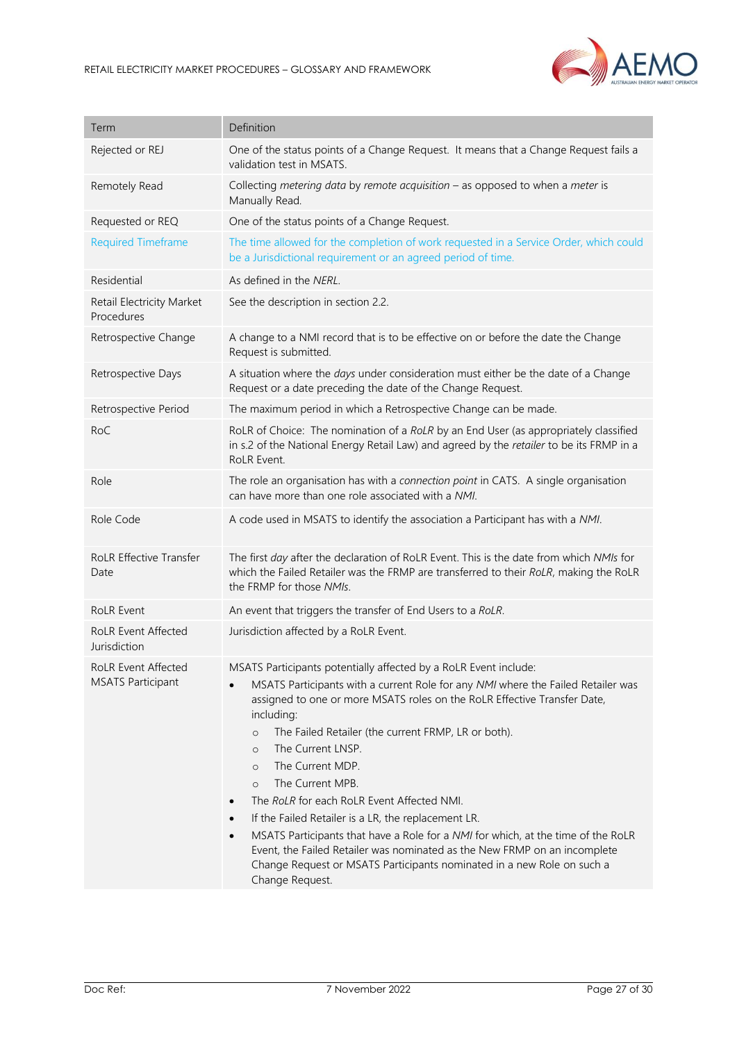| Term | Definition |
|---|---|
| Rejected or REJ | One of the status points of a Change Request. It means that a Change Request fails a validation test in MSATS. |
| Remotely Read | Collecting *metering data* by *remote acquisition* – as opposed to when a *meter* is Manually Read. |
| Requested or REQ | One of the status points of a Change Request. |
| Required Timeframe | The time allowed for the completion of work requested in a Service Order, which could be a Jurisdictional requirement or an agreed period of time. |
| Residential | As defined in the *NERL*. |
| Retail Electricity Market Procedures | See the description in section 2.2. |
| Retrospective Change | A change to a NMI record that is to be effective on or before the date the Change Request is submitted. |
| Retrospective Days | A situation where the *days* under consideration must either be the date of a Change Request or a date preceding the date of the Change Request. |
| Retrospective Period | The maximum period in which a Retrospective Change can be made. |
| RoC | RoLR of Choice: The nomination of a *RoLR* by an End User (as appropriately classified in s.2 of the National Energy Retail Law) and agreed by the *retailer* to be its FRMP in a RoLR Event. |
| Role | The role an organisation has with a *connection point* in CATS. A single organisation can have more than one role associated with a *NMI*. |
| Role Code | A code used in MSATS to identify the association a Participant has with a *NMI*. |
| RoLR Effective Transfer Date | The first *day* after the declaration of RoLR Event. This is the date from which *NMIs* for which the Failed Retailer was the FRMP are transferred to their *RoLR*, making the RoLR the FRMP for those *NMIs*. |
| RoLR Event | An event that triggers the transfer of End Users to a *RoLR*. |
| RoLR Event Affected Jurisdiction | Jurisdiction affected by a RoLR Event. |
| RoLR Event Affected MSATS Participant | MSATS Participants potentially affected by a RoLR Event include:<br>• MSATS Participants with a current Role for any *NMI* where the Failed Retailer was assigned to one or more MSATS roles on the RoLR Effective Transfer Date, including:<br>  ○ The Failed Retailer (the current FRMP, LR or both).<br>  ○ The Current LNSP.<br>  ○ The Current MDP.<br>  ○ The Current MPB.<br>• The *RoLR* for each RoLR Event Affected NMI.<br>• If the Failed Retailer is a LR, the replacement LR.<br>• MSATS Participants that have a Role for a *NMI* for which, at the time of the RoLR Event, the Failed Retailer was nominated as the New FRMP on an incomplete Change Request or MSATS Participants nominated in a new Role on such a Change Request. |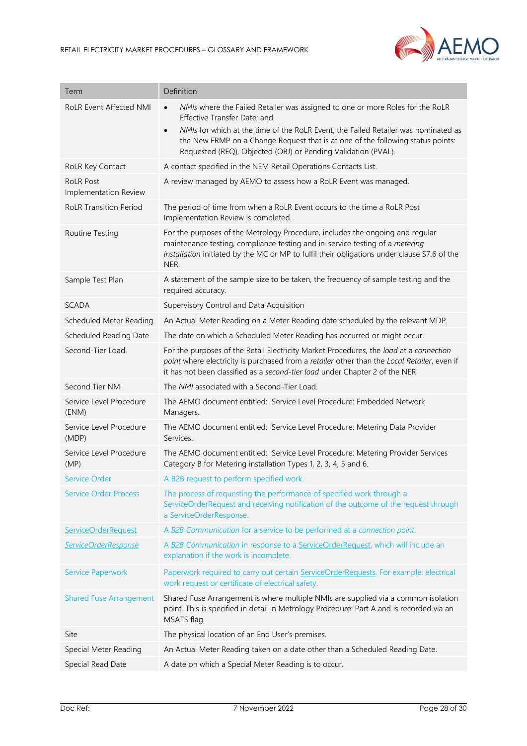| Term | Definition |
| --- | --- |
| RoLR Event Affected NMI | • *NMIs* where the Failed Retailer was assigned to one or more Roles for the RoLR Effective Transfer Date; and<br>• *NMIs* for which at the time of the RoLR Event, the Failed Retailer was nominated as the New FRMP on a Change Request that is at one of the following status points: Requested (REQ), Objected (OBJ) or Pending Validation (PVAL). |
| RoLR Key Contact | A contact specified in the NEM Retail Operations Contacts List. |
| RoLR Post Implementation Review | A review managed by AEMO to assess how a RoLR Event was managed. |
| RoLR Transition Period | The period of time from when a RoLR Event occurs to the time a RoLR Post Implementation Review is completed. |
| Routine Testing | For the purposes of the Metrology Procedure, includes the ongoing and regular maintenance testing, compliance testing and in-service testing of a *metering installation* initiated by the MC or MP to fulfil their obligations under clause S7.6 of the NER. |
| Sample Test Plan | A statement of the sample size to be taken, the frequency of sample testing and the required accuracy. |
| SCADA | Supervisory Control and Data Acquisition |
| Scheduled Meter Reading | An Actual Meter Reading on a Meter Reading date scheduled by the relevant MDP. |
| Scheduled Reading Date | The date on which a Scheduled Meter Reading has occurred or might occur. |
| Second-Tier Load | For the purposes of the Retail Electricity Market Procedures, the *load* at a *connection point* where electricity is purchased from a *retailer* other than the *Local Retailer*, even if it has not been classified as a *second-tier load* under Chapter 2 of the NER. |
| Second Tier NMI | The *NMI* associated with a Second-Tier Load. |
| Service Level Procedure (ENM) | The AEMO document entitled: Service Level Procedure: Embedded Network Managers. |
| Service Level Procedure (MDP) | The AEMO document entitled: Service Level Procedure: Metering Data Provider Services. |
| Service Level Procedure (MP) | The AEMO document entitled: Service Level Procedure: Metering Provider Services Category B for Metering installation Types 1, 2, 3, 4, 5 and 6. |
| Service Order | A B2B request to perform specified work. |
| Service Order Process | The process of requesting the performance of specified work through a ServiceOrderRequest and receiving notification of the outcome of the request through a ServiceOrderResponse. |
| ServiceOrderRequest | A *B2B Communication* for a service to be performed at a *connection point*. |
| *ServiceOrderResponse* | A *B2B Communication* in response to a ServiceOrderRequest, which will include an explanation if the work is incomplete. |
| Service Paperwork | Paperwork required to carry out certain ServiceOrderRequests. For example: electrical work request or certificate of electrical safety. |
| Shared Fuse Arrangement | Shared Fuse Arrangement is where multiple NMIs are supplied via a common isolation point. This is specified in detail in Metrology Procedure: Part A and is recorded via an MSATS flag. |
| Site | The physical location of an End User's premises. |
| Special Meter Reading | An Actual Meter Reading taken on a date other than a Scheduled Reading Date. |
| Special Read Date | A date on which a Special Meter Reading is to occur. |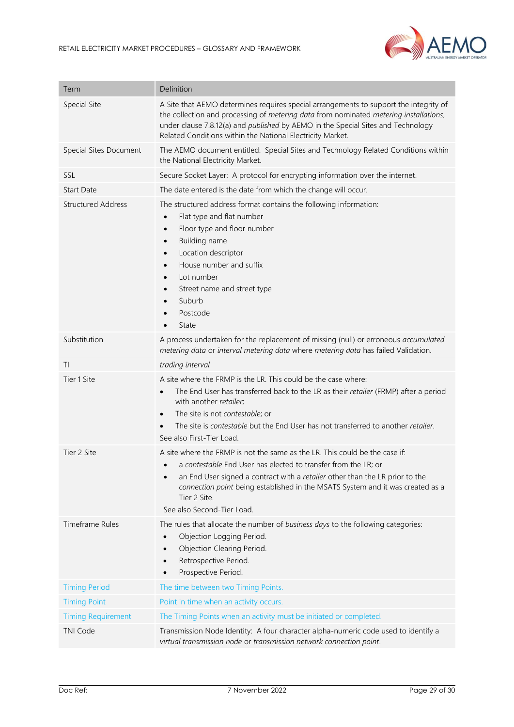| Term | Definition |
|---|---|
| Special Site | A Site that AEMO determines requires special arrangements to support the integrity of the collection and processing of *metering data* from nominated *metering installations*, under clause 7.8.12(a) and *published* by AEMO in the Special Sites and Technology Related Conditions within the National Electricity Market. |
| Special Sites Document | The AEMO document entitled: Special Sites and Technology Related Conditions within the National Electricity Market. |
| SSL | Secure Socket Layer: A protocol for encrypting information over the internet. |
| Start Date | The date entered is the date from which the change will occur. |
| Structured Address | The structured address format contains the following information:<br>• Flat type and flat number<br>• Floor type and floor number<br>• Building name<br>• Location descriptor<br>• House number and suffix<br>• Lot number<br>• Street name and street type<br>• Suburb<br>• Postcode<br>• State |
| Substitution | A process undertaken for the replacement of missing (null) or erroneous *accumulated metering data* or *interval metering data* where *metering data* has failed Validation. |
| TI | *trading interval* |
| Tier 1 Site | A site where the FRMP is the LR. This could be the case where:<br>• The End User has transferred back to the LR as their *retailer* (FRMP) after a period with another *retailer*;<br>• The site is not *contestable*; or<br>• The site is *contestable* but the End User has not transferred to another *retailer*.<br>See also First-Tier Load. |
| Tier 2 Site | A site where the FRMP is not the same as the LR. This could be the case if:<br>• a *contestable* End User has elected to transfer from the LR; or<br>• an End User signed a contract with a *retailer* other than the LR prior to the *connection point* being established in the MSATS System and it was created as a Tier 2 Site.<br>See also Second-Tier Load. |
| Timeframe Rules | The rules that allocate the number of *business days* to the following categories:<br>• Objection Logging Period.<br>• Objection Clearing Period.<br>• Retrospective Period.<br>• Prospective Period. |
| Timing Period | The time between two Timing Points. |
| Timing Point | Point in time when an activity occurs. |
| Timing Requirement | The Timing Points when an activity must be initiated or completed. |
| TNI Code | Transmission Node Identity: A four character alpha-numeric code used to identify a *virtual transmission node* or *transmission network connection point*. |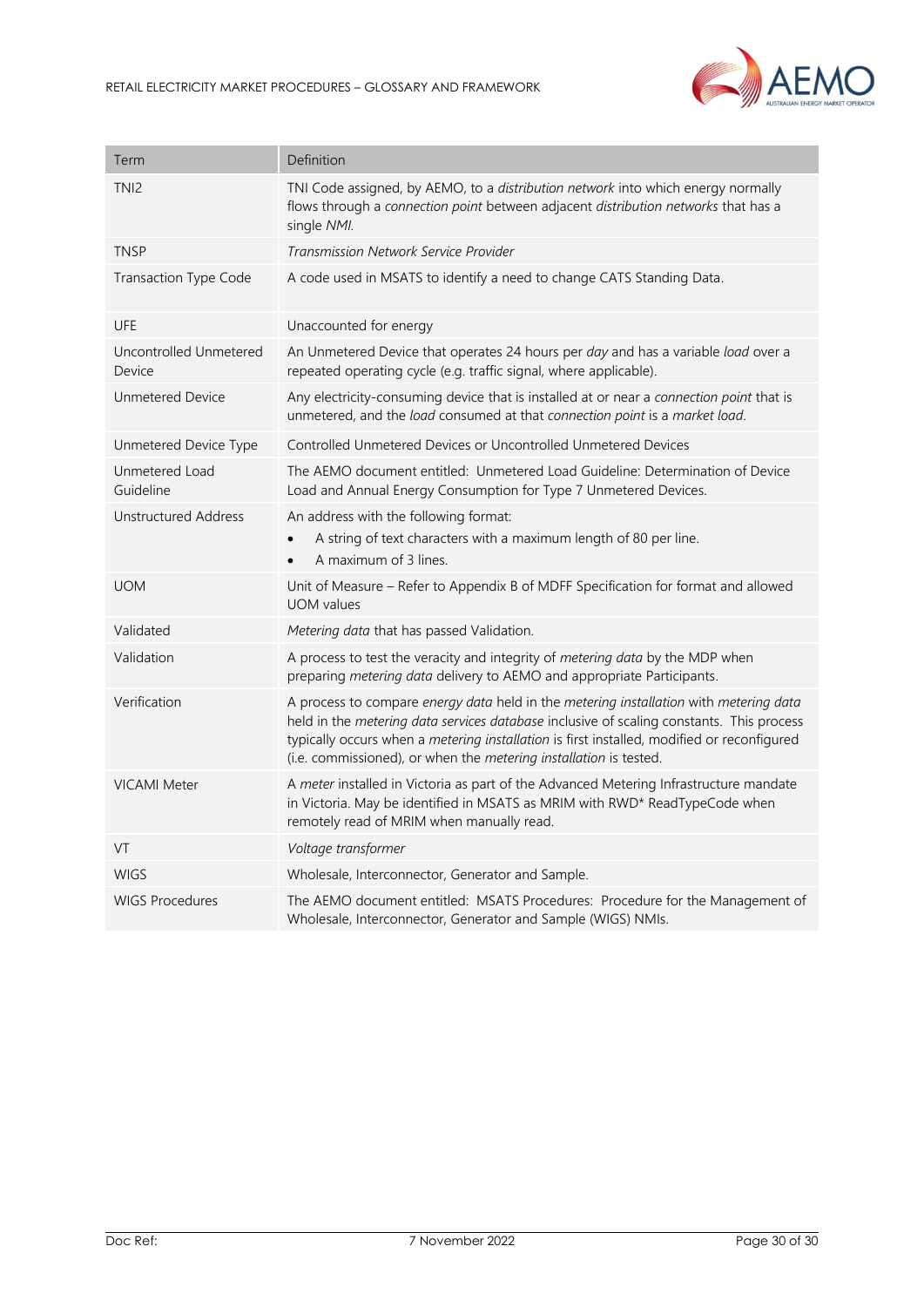| Term | Definition |
| --- | --- |
| TNI2 | TNI Code assigned, by AEMO, to a *distribution network* into which energy normally flows through a *connection point* between adjacent *distribution networks* that has a single *NMI.* |
| TNSP | *Transmission Network Service Provider* |
| Transaction Type Code | A code used in MSATS to identify a need to change CATS Standing Data. |
| UFE | Unaccounted for energy |
| Uncontrolled Unmetered Device | An Unmetered Device that operates 24 hours per *day* and has a variable *load* over a repeated operating cycle (e.g. traffic signal, where applicable). |
| Unmetered Device | Any electricity-consuming device that is installed at or near a *connection point* that is unmetered, and the *load* consumed at that *connection point* is a *market load*. |
| Unmetered Device Type | Controlled Unmetered Devices or Uncontrolled Unmetered Devices |
| Unmetered Load Guideline | The AEMO document entitled: Unmetered Load Guideline: Determination of Device Load and Annual Energy Consumption for Type 7 Unmetered Devices. |
| Unstructured Address | An address with the following format:<br>• A string of text characters with a maximum length of 80 per line.<br>• A maximum of 3 lines. |
| UOM | Unit of Measure – Refer to Appendix B of MDFF Specification for format and allowed UOM values |
| Validated | *Metering data* that has passed Validation. |
| Validation | A process to test the veracity and integrity of *metering data* by the MDP when preparing *metering data* delivery to AEMO and appropriate Participants. |
| Verification | A process to compare *energy data* held in the *metering installation* with *metering data* held in the *metering data services database* inclusive of scaling constants. This process typically occurs when a *metering installation* is first installed, modified or reconfigured (i.e. commissioned), or when the *metering installation* is tested. |
| VICAMI Meter | A *meter* installed in Victoria as part of the Advanced Metering Infrastructure mandate in Victoria. May be identified in MSATS as MRIM with RWD* ReadTypeCode when remotely read of MRIM when manually read. |
| VT | *Voltage transformer* |
| WIGS | Wholesale, Interconnector, Generator and Sample. |
| WIGS Procedures | The AEMO document entitled: MSATS Procedures: Procedure for the Management of Wholesale, Interconnector, Generator and Sample (WIGS) NMIs. |